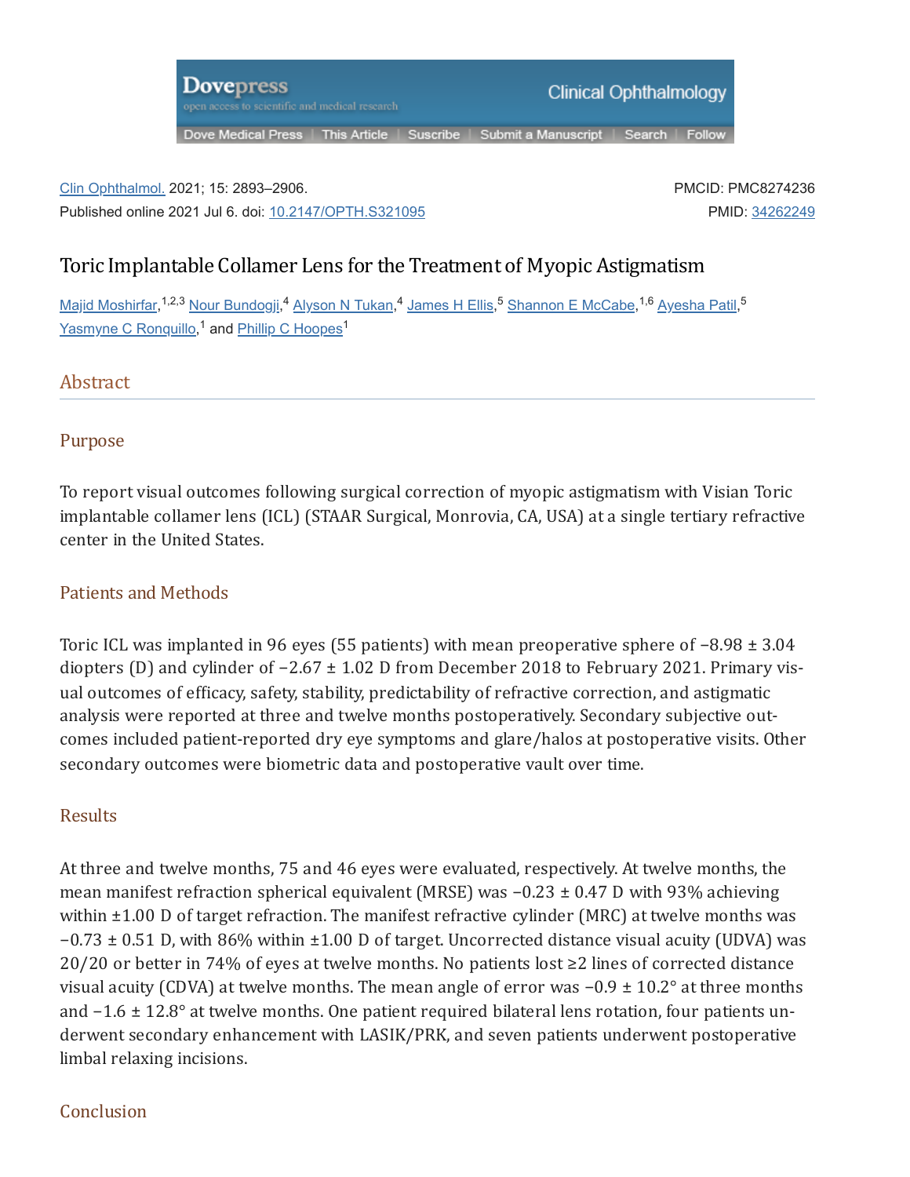Clin Ophthalmol. 2021; 15: 2893–2906.
Published online 2021 Jul 6. doi: 10.2147/OPTH.S321095

PMCID: PMC8274236
PMID: 34262249

# Toric Implantable Collamer Lens for the Treatment of Myopic Astigmatism

Majid Moshirfar,[1,2,3] Nour Bundogji,[4] Alyson N Tukan,[4] James H Ellis,[5] Shannon E McCabe,[1,6] Ayesha Patil,[5] Yasmyne C Ronquillo,[1] and Phillip C Hoopes[1]

## Abstract

### Purpose

To report visual outcomes following surgical correction of myopic astigmatism with Visian Toric implantable collamer lens (ICL) (STAAR Surgical, Monrovia, CA, USA) at a single tertiary refractive center in the United States.

### Patients and Methods

Toric ICL was implanted in 96 eyes (55 patients) with mean preoperative sphere of −8.98 ± 3.04 diopters (D) and cylinder of −2.67 ± 1.02 D from December 2018 to February 2021. Primary visual outcomes of efficacy, safety, stability, predictability of refractive correction, and astigmatic analysis were reported at three and twelve months postoperatively. Secondary subjective outcomes included patient-reported dry eye symptoms and glare/halos at postoperative visits. Other secondary outcomes were biometric data and postoperative vault over time.

### Results

At three and twelve months, 75 and 46 eyes were evaluated, respectively. At twelve months, the mean manifest refraction spherical equivalent (MRSE) was −0.23 ± 0.47 D with 93% achieving within ±1.00 D of target refraction. The manifest refractive cylinder (MRC) at twelve months was −0.73 ± 0.51 D, with 86% within ±1.00 D of target. Uncorrected distance visual acuity (UDVA) was 20/20 or better in 74% of eyes at twelve months. No patients lost ≥2 lines of corrected distance visual acuity (CDVA) at twelve months. The mean angle of error was −0.9 ± 10.2° at three months and −1.6 ± 12.8° at twelve months. One patient required bilateral lens rotation, four patients underwent secondary enhancement with LASIK/PRK, and seven patients underwent postoperative limbal relaxing incisions.

### Conclusion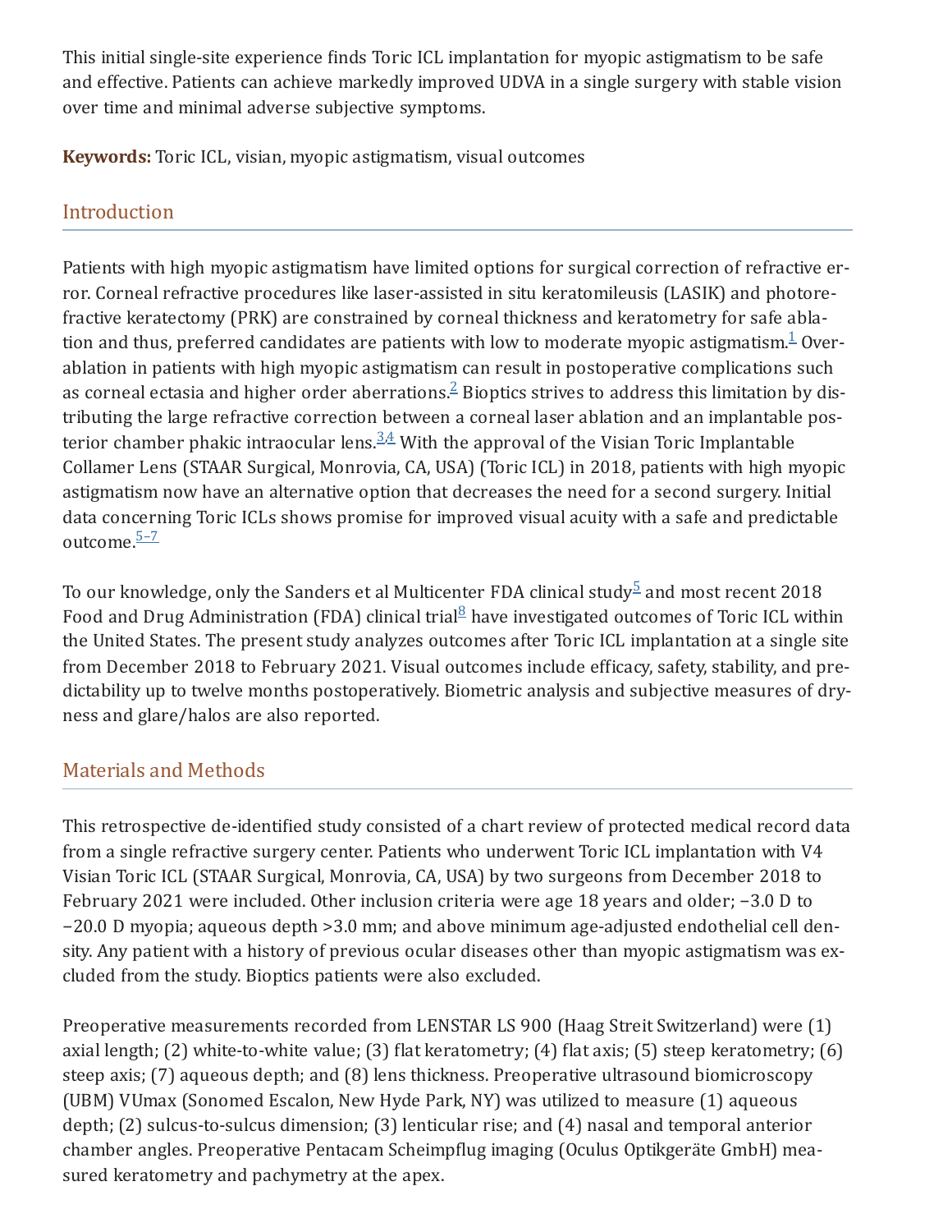This initial single-site experience finds Toric ICL implantation for myopic astigmatism to be safe and effective. Patients can achieve markedly improved UDVA in a single surgery with stable vision over time and minimal adverse subjective symptoms.

**Keywords:** Toric ICL, visian, myopic astigmatism, visual outcomes

## Introduction

Patients with high myopic astigmatism have limited options for surgical correction of refractive error. Corneal refractive procedures like laser-assisted in situ keratomileusis (LASIK) and photorefractive keratectomy (PRK) are constrained by corneal thickness and keratometry for safe ablation and thus, preferred candidates are patients with low to moderate myopic astigmatism.[1] Overablation in patients with high myopic astigmatism can result in postoperative complications such as corneal ectasia and higher order aberrations.[2] Bioptics strives to address this limitation by distributing the large refractive correction between a corneal laser ablation and an implantable posterior chamber phakic intraocular lens.[3,4] With the approval of the Visian Toric Implantable Collamer Lens (STAAR Surgical, Monrovia, CA, USA) (Toric ICL) in 2018, patients with high myopic astigmatism now have an alternative option that decreases the need for a second surgery. Initial data concerning Toric ICLs shows promise for improved visual acuity with a safe and predictable outcome.[5–7]

To our knowledge, only the Sanders et al Multicenter FDA clinical study[5] and most recent 2018 Food and Drug Administration (FDA) clinical trial[8] have investigated outcomes of Toric ICL within the United States. The present study analyzes outcomes after Toric ICL implantation at a single site from December 2018 to February 2021. Visual outcomes include efficacy, safety, stability, and predictability up to twelve months postoperatively. Biometric analysis and subjective measures of dryness and glare/halos are also reported.

## Materials and Methods

This retrospective de-identified study consisted of a chart review of protected medical record data from a single refractive surgery center. Patients who underwent Toric ICL implantation with V4 Visian Toric ICL (STAAR Surgical, Monrovia, CA, USA) by two surgeons from December 2018 to February 2021 were included. Other inclusion criteria were age 18 years and older; −3.0 D to −20.0 D myopia; aqueous depth >3.0 mm; and above minimum age-adjusted endothelial cell density. Any patient with a history of previous ocular diseases other than myopic astigmatism was excluded from the study. Bioptics patients were also excluded.

Preoperative measurements recorded from LENSTAR LS 900 (Haag Streit Switzerland) were (1) axial length; (2) white-to-white value; (3) flat keratometry; (4) flat axis; (5) steep keratometry; (6) steep axis; (7) aqueous depth; and (8) lens thickness. Preoperative ultrasound biomicroscopy (UBM) VUmax (Sonomed Escalon, New Hyde Park, NY) was utilized to measure (1) aqueous depth; (2) sulcus-to-sulcus dimension; (3) lenticular rise; and (4) nasal and temporal anterior chamber angles. Preoperative Pentacam Scheimpflug imaging (Oculus Optikgeräte GmbH) measured keratometry and pachymetry at the apex.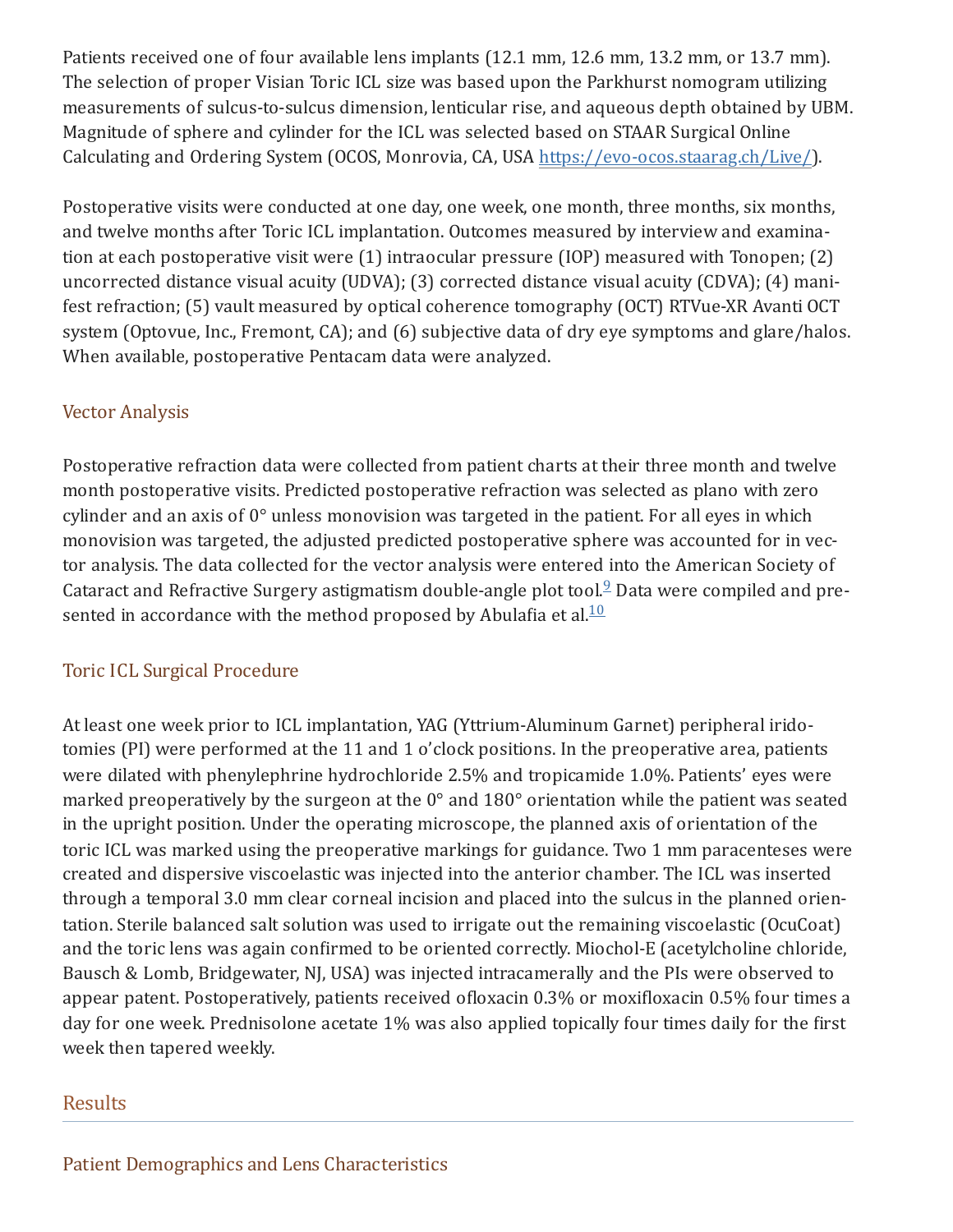Patients received one of four available lens implants (12.1 mm, 12.6 mm, 13.2 mm, or 13.7 mm). The selection of proper Visian Toric ICL size was based upon the Parkhurst nomogram utilizing measurements of sulcus-to-sulcus dimension, lenticular rise, and aqueous depth obtained by UBM. Magnitude of sphere and cylinder for the ICL was selected based on STAAR Surgical Online Calculating and Ordering System (OCOS, Monrovia, CA, USA https://evo-ocos.staarag.ch/Live/).

Postoperative visits were conducted at one day, one week, one month, three months, six months, and twelve months after Toric ICL implantation. Outcomes measured by interview and examination at each postoperative visit were (1) intraocular pressure (IOP) measured with Tonopen; (2) uncorrected distance visual acuity (UDVA); (3) corrected distance visual acuity (CDVA); (4) manifest refraction; (5) vault measured by optical coherence tomography (OCT) RTVue-XR Avanti OCT system (Optovue, Inc., Fremont, CA); and (6) subjective data of dry eye symptoms and glare/halos. When available, postoperative Pentacam data were analyzed.

## Vector Analysis

Postoperative refraction data were collected from patient charts at their three month and twelve month postoperative visits. Predicted postoperative refraction was selected as plano with zero cylinder and an axis of 0° unless monovision was targeted in the patient. For all eyes in which monovision was targeted, the adjusted predicted postoperative sphere was accounted for in vector analysis. The data collected for the vector analysis were entered into the American Society of Cataract and Refractive Surgery astigmatism double-angle plot tool.[9] Data were compiled and presented in accordance with the method proposed by Abulafia et al.[10]

## Toric ICL Surgical Procedure

At least one week prior to ICL implantation, YAG (Yttrium-Aluminum Garnet) peripheral iridotomies (PI) were performed at the 11 and 1 o'clock positions. In the preoperative area, patients were dilated with phenylephrine hydrochloride 2.5% and tropicamide 1.0%. Patients' eyes were marked preoperatively by the surgeon at the 0° and 180° orientation while the patient was seated in the upright position. Under the operating microscope, the planned axis of orientation of the toric ICL was marked using the preoperative markings for guidance. Two 1 mm paracenteses were created and dispersive viscoelastic was injected into the anterior chamber. The ICL was inserted through a temporal 3.0 mm clear corneal incision and placed into the sulcus in the planned orientation. Sterile balanced salt solution was used to irrigate out the remaining viscoelastic (OcuCoat) and the toric lens was again confirmed to be oriented correctly. Miochol-E (acetylcholine chloride, Bausch & Lomb, Bridgewater, NJ, USA) was injected intracamerally and the PIs were observed to appear patent. Postoperatively, patients received ofloxacin 0.3% or moxifloxacin 0.5% four times a day for one week. Prednisolone acetate 1% was also applied topically four times daily for the first week then tapered weekly.

# Results

## Patient Demographics and Lens Characteristics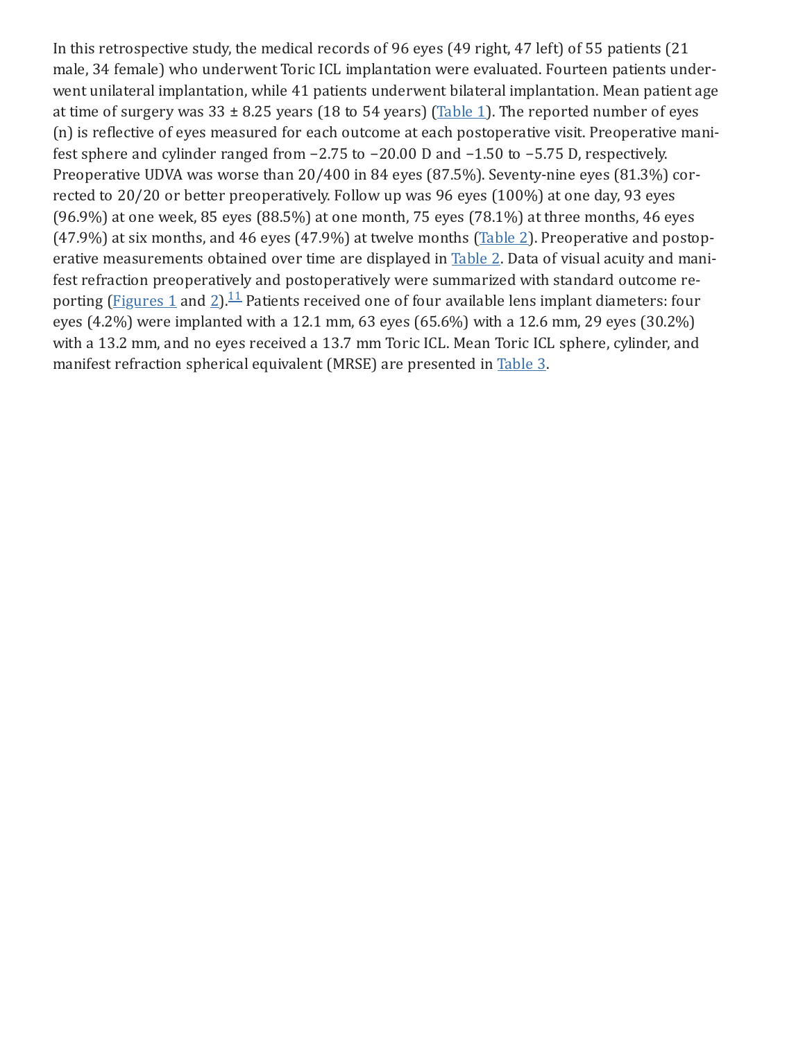In this retrospective study, the medical records of 96 eyes (49 right, 47 left) of 55 patients (21 male, 34 female) who underwent Toric ICL implantation were evaluated. Fourteen patients underwent unilateral implantation, while 41 patients underwent bilateral implantation. Mean patient age at time of surgery was 33 ± 8.25 years (18 to 54 years) (Table 1). The reported number of eyes (n) is reflective of eyes measured for each outcome at each postoperative visit. Preoperative manifest sphere and cylinder ranged from −2.75 to −20.00 D and −1.50 to −5.75 D, respectively. Preoperative UDVA was worse than 20/400 in 84 eyes (87.5%). Seventy-nine eyes (81.3%) corrected to 20/20 or better preoperatively. Follow up was 96 eyes (100%) at one day, 93 eyes (96.9%) at one week, 85 eyes (88.5%) at one month, 75 eyes (78.1%) at three months, 46 eyes (47.9%) at six months, and 46 eyes (47.9%) at twelve months (Table 2). Preoperative and postoperative measurements obtained over time are displayed in Table 2. Data of visual acuity and manifest refraction preoperatively and postoperatively were summarized with standard outcome reporting (Figures 1 and 2).[11] Patients received one of four available lens implant diameters: four eyes (4.2%) were implanted with a 12.1 mm, 63 eyes (65.6%) with a 12.6 mm, 29 eyes (30.2%) with a 13.2 mm, and no eyes received a 13.7 mm Toric ICL. Mean Toric ICL sphere, cylinder, and manifest refraction spherical equivalent (MRSE) are presented in Table 3.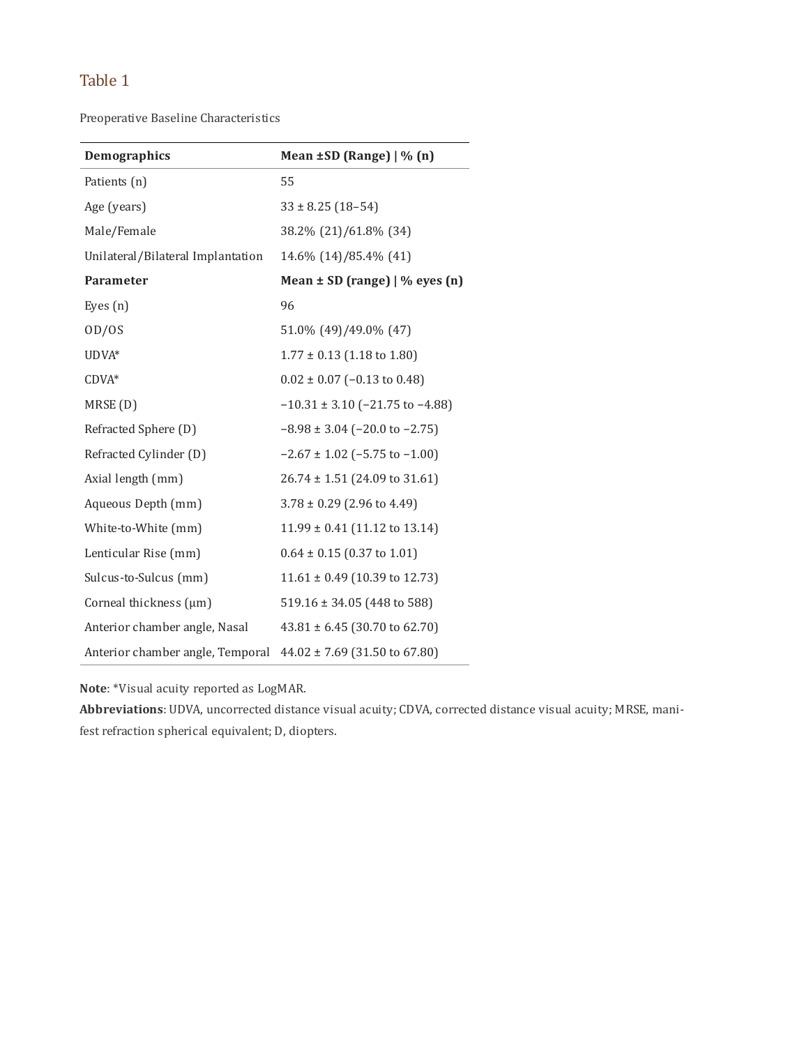## Table 1

Preoperative Baseline Characteristics

| Demographics | Mean ±SD (Range) \| % (n) |
|---|---|
| Patients (n) | 55 |
| Age (years) | 33 ± 8.25 (18–54) |
| Male/Female | 38.2% (21)/61.8% (34) |
| Unilateral/Bilateral Implantation | 14.6% (14)/85.4% (41) |
| **Parameter** | **Mean ± SD (range) \| % eyes (n)** |
| Eyes (n) | 96 |
| OD/OS | 51.0% (49)/49.0% (47) |
| UDVA* | 1.77 ± 0.13 (1.18 to 1.80) |
| CDVA* | 0.02 ± 0.07 (−0.13 to 0.48) |
| MRSE (D) | −10.31 ± 3.10 (−21.75 to −4.88) |
| Refracted Sphere (D) | −8.98 ± 3.04 (−20.0 to −2.75) |
| Refracted Cylinder (D) | −2.67 ± 1.02 (−5.75 to −1.00) |
| Axial length (mm) | 26.74 ± 1.51 (24.09 to 31.61) |
| Aqueous Depth (mm) | 3.78 ± 0.29 (2.96 to 4.49) |
| White-to-White (mm) | 11.99 ± 0.41 (11.12 to 13.14) |
| Lenticular Rise (mm) | 0.64 ± 0.15 (0.37 to 1.01) |
| Sulcus-to-Sulcus (mm) | 11.61 ± 0.49 (10.39 to 12.73) |
| Corneal thickness (μm) | 519.16 ± 34.05 (448 to 588) |
| Anterior chamber angle, Nasal | 43.81 ± 6.45 (30.70 to 62.70) |
| Anterior chamber angle, Temporal | 44.02 ± 7.69 (31.50 to 67.80) |

**Note**: *Visual acuity reported as LogMAR.

**Abbreviations**: UDVA, uncorrected distance visual acuity; CDVA, corrected distance visual acuity; MRSE, manifest refraction spherical equivalent; D, diopters.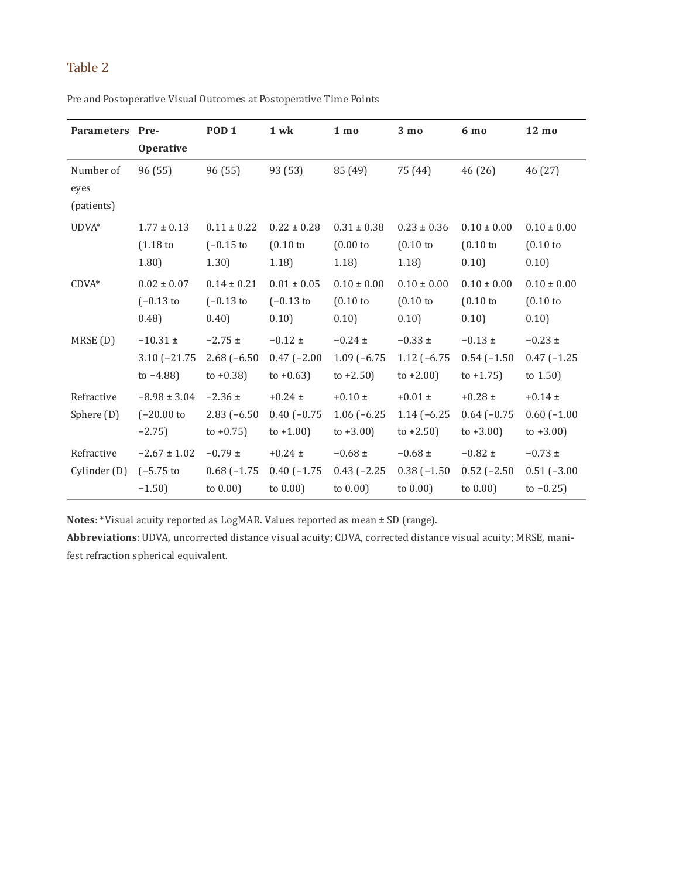## Table 2

Pre and Postoperative Visual Outcomes at Postoperative Time Points

| Parameters | Pre-Operative | POD 1 | 1 wk | 1 mo | 3 mo | 6 mo | 12 mo |
|---|---|---|---|---|---|---|---|
| Number of eyes (patients) | 96 (55) | 96 (55) | 93 (53) | 85 (49) | 75 (44) | 46 (26) | 46 (27) |
| UDVA* | 1.77 ± 0.13 (1.18 to 1.80) | 0.11 ± 0.22 (−0.15 to 1.30) | 0.22 ± 0.28 (0.10 to 1.18) | 0.31 ± 0.38 (0.00 to 1.18) | 0.23 ± 0.36 (0.10 to 1.18) | 0.10 ± 0.00 (0.10 to 0.10) | 0.10 ± 0.00 (0.10 to 0.10) |
| CDVA* | 0.02 ± 0.07 (−0.13 to 0.48) | 0.14 ± 0.21 (−0.13 to 0.40) | 0.01 ± 0.05 (−0.13 to 0.10) | 0.10 ± 0.00 (0.10 to 0.10) | 0.10 ± 0.00 (0.10 to 0.10) | 0.10 ± 0.00 (0.10 to 0.10) | 0.10 ± 0.00 (0.10 to 0.10) |
| MRSE (D) | −10.31 ± 3.10 (−21.75 to −4.88) | −2.75 ± 2.68 (−6.50 to +0.38) | −0.12 ± 0.47 (−2.00 to +0.63) | −0.24 ± 1.09 (−6.75 to +2.50) | −0.33 ± 1.12 (−6.75 to +2.00) | −0.13 ± 0.54 (−1.50 to +1.75) | −0.23 ± 0.47 (−1.25 to 1.50) |
| Refractive Sphere (D) | −8.98 ± 3.04 (−20.00 to −2.75) | −2.36 ± 2.83 (−6.50 to +0.75) | +0.24 ± 0.40 (−0.75 to +1.00) | +0.10 ± 1.06 (−6.25 to +3.00) | +0.01 ± 1.14 (−6.25 to +2.50) | +0.28 ± 0.64 (−0.75 to +3.00) | +0.14 ± 0.60 (−1.00 to +3.00) |
| Refractive Cylinder (D) | −2.67 ± 1.02 (−5.75 to −1.50) | −0.79 ± 0.68 (−1.75 to 0.00) | +0.24 ± 0.40 (−1.75 to 0.00) | −0.68 ± 0.43 (−2.25 to 0.00) | −0.68 ± 0.38 (−1.50 to 0.00) | −0.82 ± 0.52 (−2.50 to 0.00) | −0.73 ± 0.51 (−3.00 to −0.25) |

**Notes**: *Visual acuity reported as LogMAR. Values reported as mean ± SD (range).

**Abbreviations**: UDVA, uncorrected distance visual acuity; CDVA, corrected distance visual acuity; MRSE, manifest refraction spherical equivalent.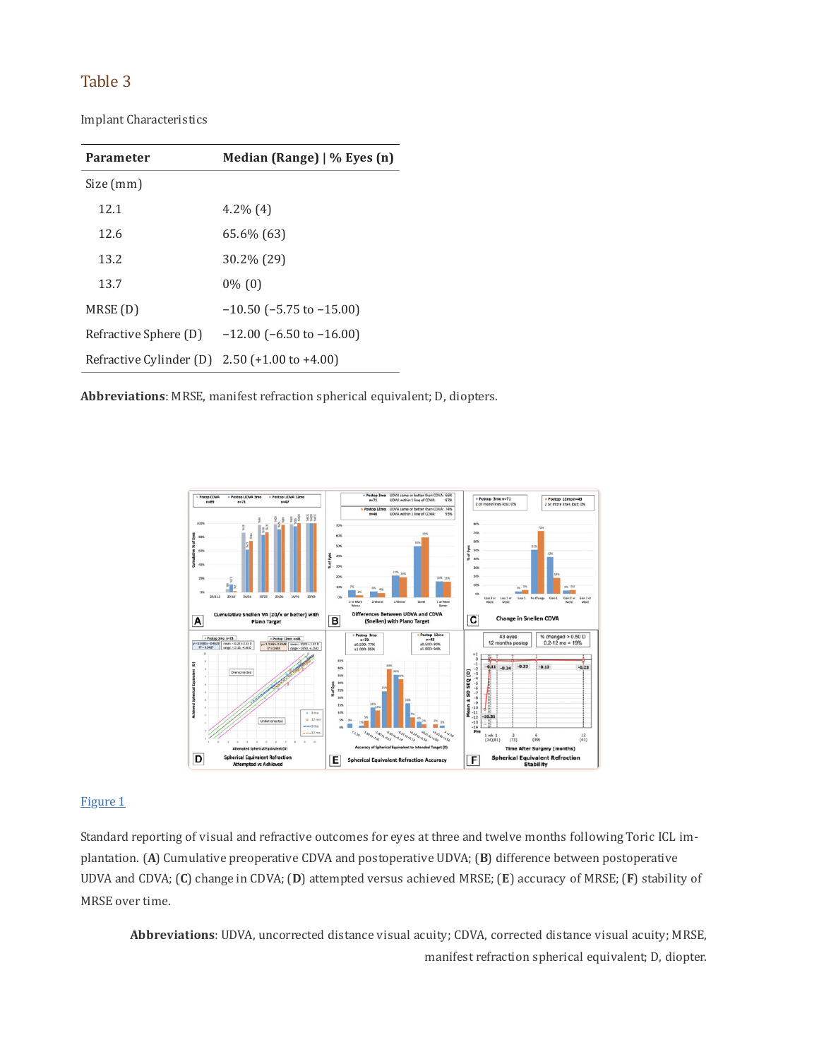## Table 3

Implant Characteristics

| Parameter | Median (Range) \| % Eyes (n) |
|---|---|
| Size (mm) | |
| 12.1 | 4.2% (4) |
| 12.6 | 65.6% (63) |
| 13.2 | 30.2% (29) |
| 13.7 | 0% (0) |
| MRSE (D) | −10.50 (−5.75 to −15.00) |
| Refractive Sphere (D) | −12.00 (−6.50 to −16.00) |
| Refractive Cylinder (D) | 2.50 (+1.00 to +4.00) |

**Abbreviations**: MRSE, manifest refraction spherical equivalent; D, diopters.

Figure 1

Standard reporting of visual and refractive outcomes for eyes at three and twelve months following Toric ICL implantation. (**A**) Cumulative preoperative CDVA and postoperative UDVA; (**B**) difference between postoperative UDVA and CDVA; (**C**) change in CDVA; (**D**) attempted versus achieved MRSE; (**E**) accuracy of MRSE; (**F**) stability of MRSE over time.

**Abbreviations**: UDVA, uncorrected distance visual acuity; CDVA, corrected distance visual acuity; MRSE, manifest refraction spherical equivalent; D, diopter.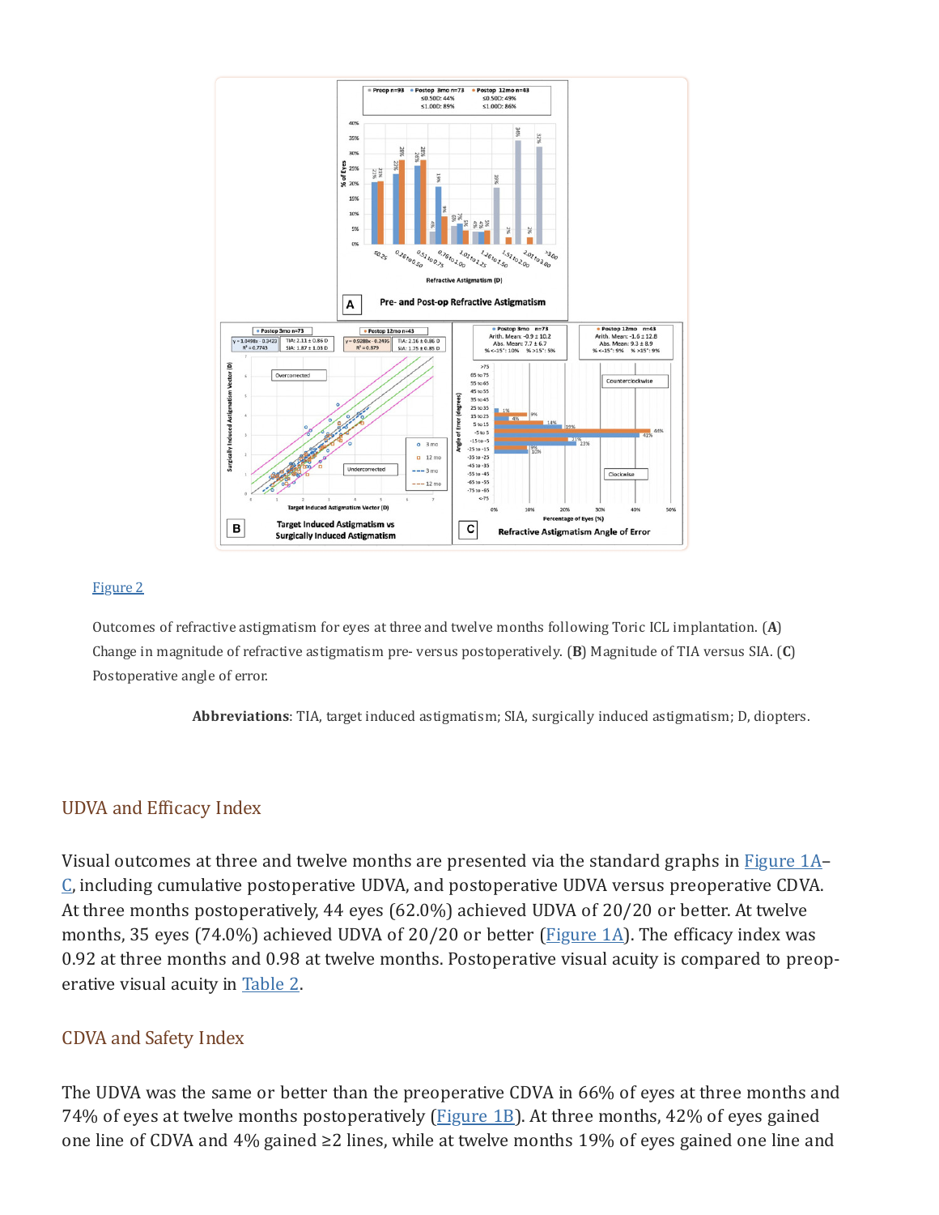[Figure 2](#)

Outcomes of refractive astigmatism for eyes at three and twelve months following Toric ICL implantation. (**A**) Change in magnitude of refractive astigmatism pre- versus postoperatively. (**B**) Magnitude of TIA versus SIA. (**C**) Postoperative angle of error.

**Abbreviations**: TIA, target induced astigmatism; SIA, surgically induced astigmatism; D, diopters.

## UDVA and Efficacy Index

Visual outcomes at three and twelve months are presented via the standard graphs in [Figure 1A](#)–[C](#), including cumulative postoperative UDVA, and postoperative UDVA versus preoperative CDVA. At three months postoperatively, 44 eyes (62.0%) achieved UDVA of 20/20 or better. At twelve months, 35 eyes (74.0%) achieved UDVA of 20/20 or better ([Figure 1A](#)). The efficacy index was 0.92 at three months and 0.98 at twelve months. Postoperative visual acuity is compared to preoperative visual acuity in [Table 2](#).

## CDVA and Safety Index

The UDVA was the same or better than the preoperative CDVA in 66% of eyes at three months and 74% of eyes at twelve months postoperatively ([Figure 1B](#)). At three months, 42% of eyes gained one line of CDVA and 4% gained ≥2 lines, while at twelve months 19% of eyes gained one line and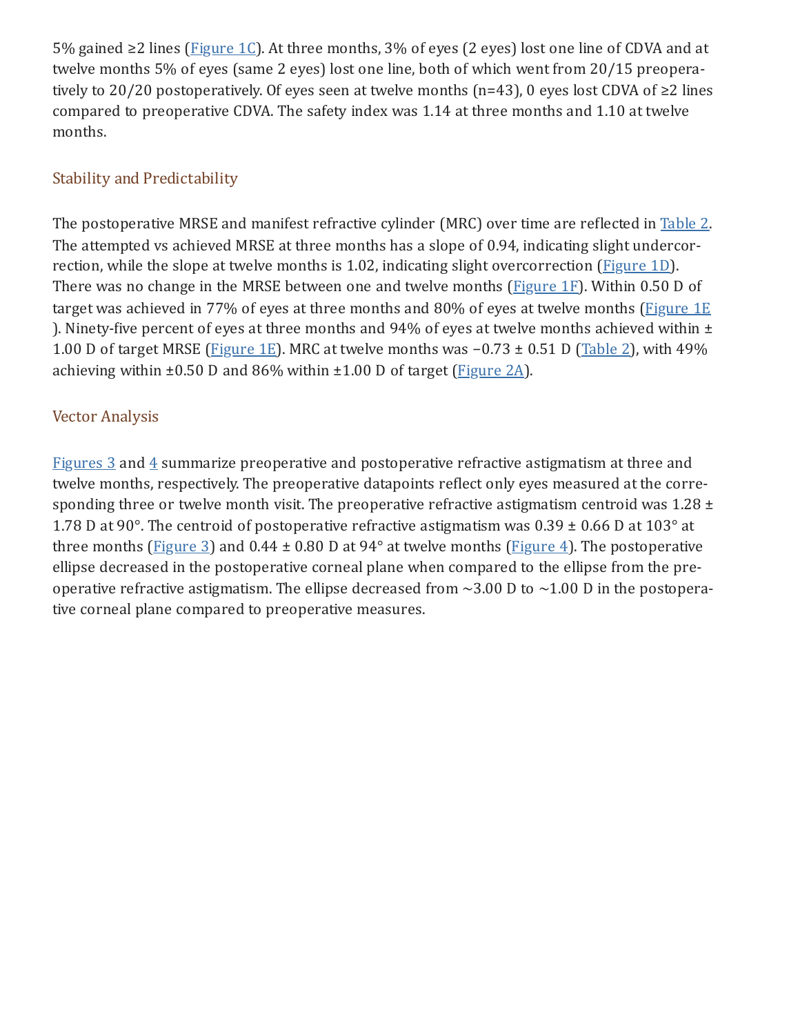5% gained ≥2 lines (Figure 1C). At three months, 3% of eyes (2 eyes) lost one line of CDVA and at twelve months 5% of eyes (same 2 eyes) lost one line, both of which went from 20/15 preoperatively to 20/20 postoperatively. Of eyes seen at twelve months (n=43), 0 eyes lost CDVA of ≥2 lines compared to preoperative CDVA. The safety index was 1.14 at three months and 1.10 at twelve months.

### Stability and Predictability

The postoperative MRSE and manifest refractive cylinder (MRC) over time are reflected in Table 2. The attempted vs achieved MRSE at three months has a slope of 0.94, indicating slight undercorrection, while the slope at twelve months is 1.02, indicating slight overcorrection (Figure 1D). There was no change in the MRSE between one and twelve months (Figure 1F). Within 0.50 D of target was achieved in 77% of eyes at three months and 80% of eyes at twelve months (Figure 1E). Ninety-five percent of eyes at three months and 94% of eyes at twelve months achieved within ± 1.00 D of target MRSE (Figure 1E). MRC at twelve months was −0.73 ± 0.51 D (Table 2), with 49% achieving within ±0.50 D and 86% within ±1.00 D of target (Figure 2A).

### Vector Analysis

Figures 3 and 4 summarize preoperative and postoperative refractive astigmatism at three and twelve months, respectively. The preoperative datapoints reflect only eyes measured at the corresponding three or twelve month visit. The preoperative refractive astigmatism centroid was 1.28 ± 1.78 D at 90°. The centroid of postoperative refractive astigmatism was 0.39 ± 0.66 D at 103° at three months (Figure 3) and 0.44 ± 0.80 D at 94° at twelve months (Figure 4). The postoperative ellipse decreased in the postoperative corneal plane when compared to the ellipse from the preoperative refractive astigmatism. The ellipse decreased from ~3.00 D to ~1.00 D in the postoperative corneal plane compared to preoperative measures.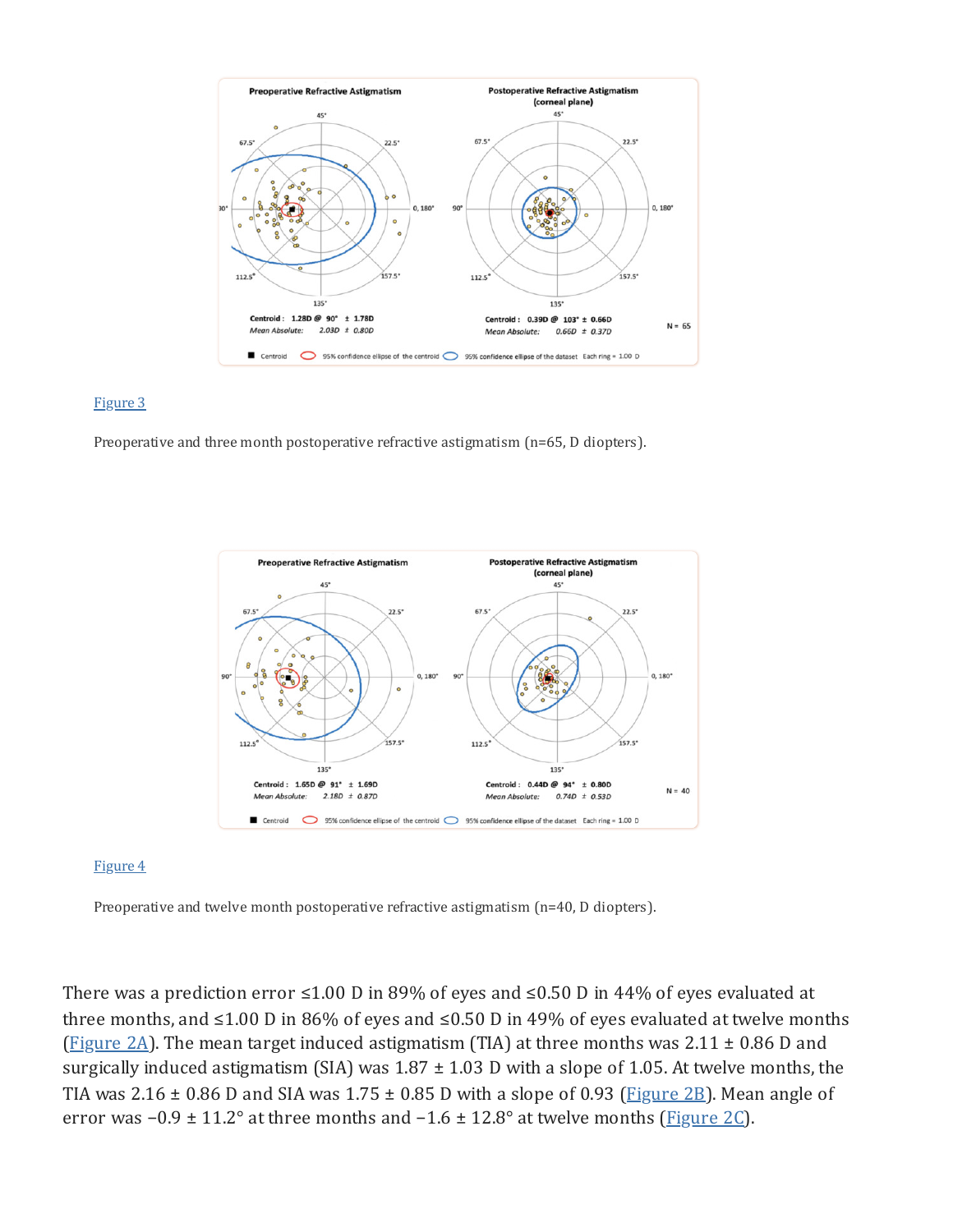Figure 3

Preoperative and three month postoperative refractive astigmatism (n=65, D diopters).

Figure 4

Preoperative and twelve month postoperative refractive astigmatism (n=40, D diopters).

There was a prediction error ≤1.00 D in 89% of eyes and ≤0.50 D in 44% of eyes evaluated at three months, and ≤1.00 D in 86% of eyes and ≤0.50 D in 49% of eyes evaluated at twelve months (Figure 2A). The mean target induced astigmatism (TIA) at three months was 2.11 ± 0.86 D and surgically induced astigmatism (SIA) was 1.87 ± 1.03 D with a slope of 1.05. At twelve months, the TIA was 2.16 ± 0.86 D and SIA was 1.75 ± 0.85 D with a slope of 0.93 (Figure 2B). Mean angle of error was −0.9 ± 11.2° at three months and −1.6 ± 12.8° at twelve months (Figure 2C).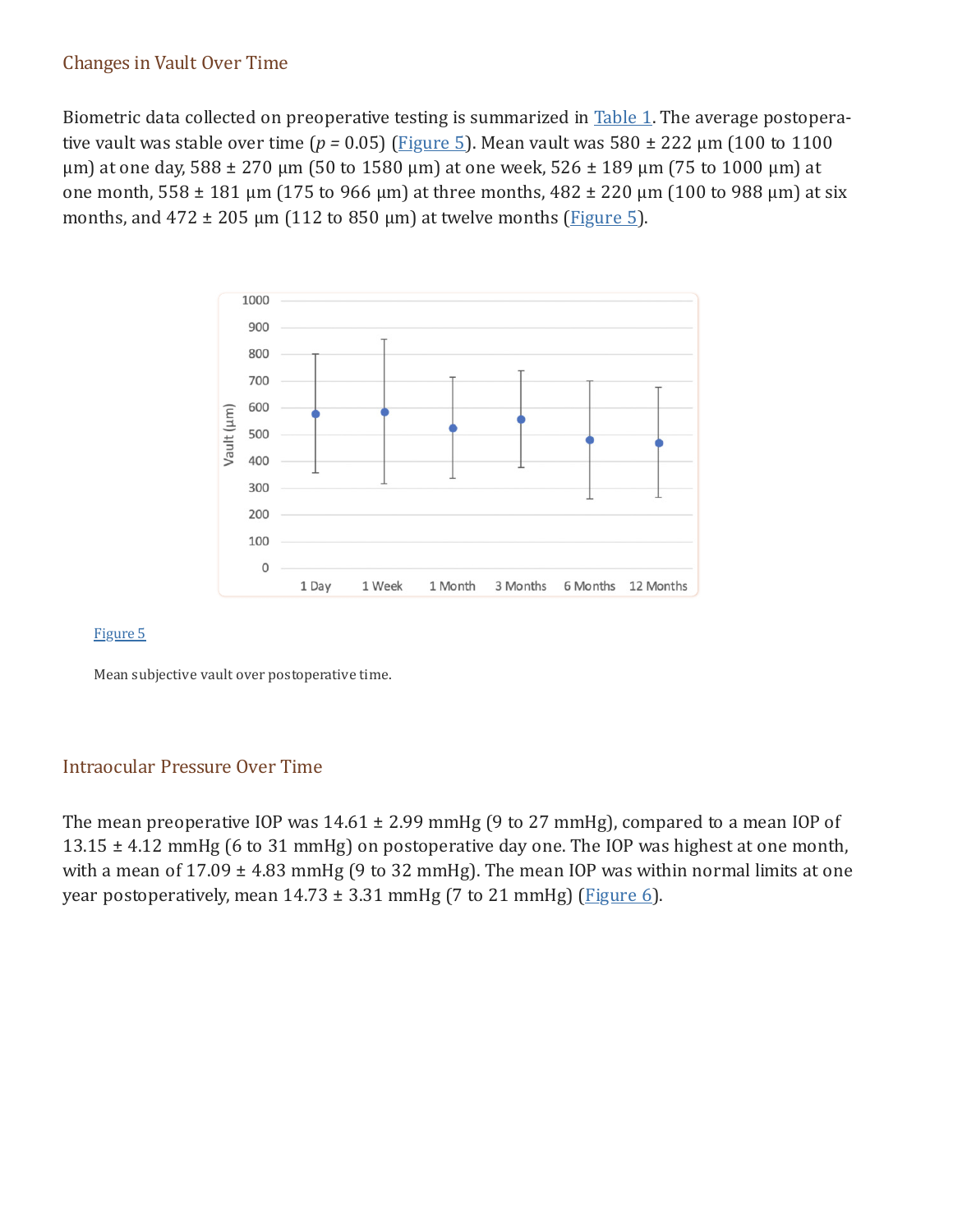## Changes in Vault Over Time

Biometric data collected on preoperative testing is summarized in Table 1. The average postoperative vault was stable over time ($p = 0.05$) (Figure 5). Mean vault was 580 ± 222 μm (100 to 1100 μm) at one day, 588 ± 270 μm (50 to 1580 μm) at one week, 526 ± 189 μm (75 to 1000 μm) at one month, 558 ± 181 μm (175 to 966 μm) at three months, 482 ± 220 μm (100 to 988 μm) at six months, and 472 ± 205 μm (112 to 850 μm) at twelve months (Figure 5).

Figure 5

Mean subjective vault over postoperative time.

## Intraocular Pressure Over Time

The mean preoperative IOP was 14.61 ± 2.99 mmHg (9 to 27 mmHg), compared to a mean IOP of 13.15 ± 4.12 mmHg (6 to 31 mmHg) on postoperative day one. The IOP was highest at one month, with a mean of 17.09 ± 4.83 mmHg (9 to 32 mmHg). The mean IOP was within normal limits at one year postoperatively, mean 14.73 ± 3.31 mmHg (7 to 21 mmHg) (Figure 6).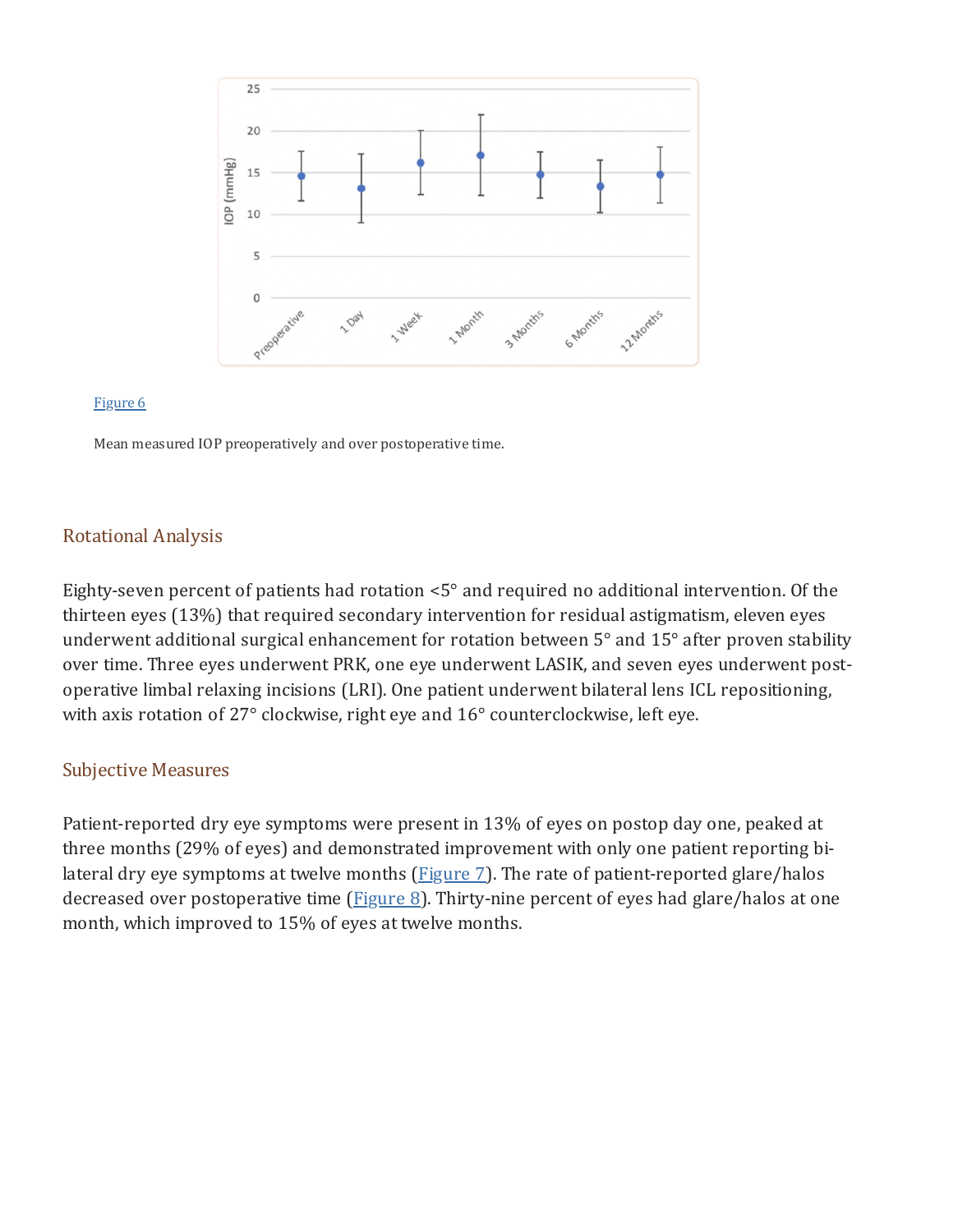Figure 6

Mean measured IOP preoperatively and over postoperative time.

## Rotational Analysis

Eighty-seven percent of patients had rotation <5° and required no additional intervention. Of the thirteen eyes (13%) that required secondary intervention for residual astigmatism, eleven eyes underwent additional surgical enhancement for rotation between 5° and 15° after proven stability over time. Three eyes underwent PRK, one eye underwent LASIK, and seven eyes underwent post-operative limbal relaxing incisions (LRI). One patient underwent bilateral lens ICL repositioning, with axis rotation of 27° clockwise, right eye and 16° counterclockwise, left eye.

## Subjective Measures

Patient-reported dry eye symptoms were present in 13% of eyes on postop day one, peaked at three months (29% of eyes) and demonstrated improvement with only one patient reporting bi-lateral dry eye symptoms at twelve months (Figure 7). The rate of patient-reported glare/halos decreased over postoperative time (Figure 8). Thirty-nine percent of eyes had glare/halos at one month, which improved to 15% of eyes at twelve months.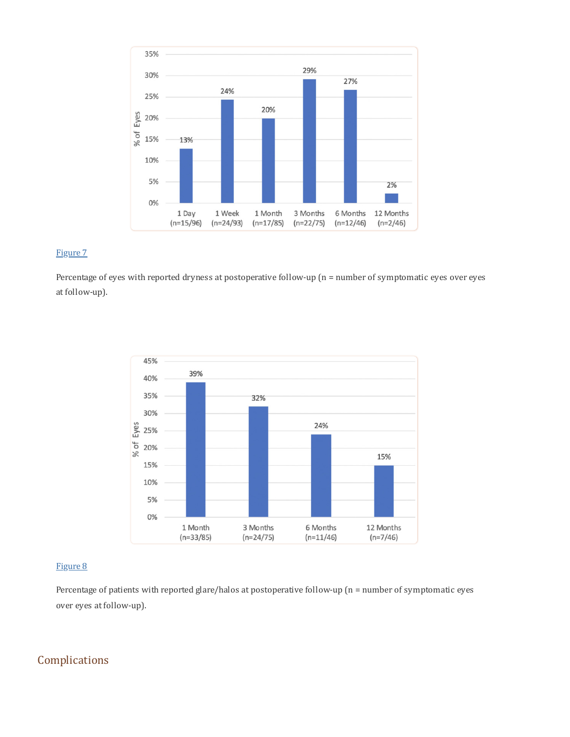Figure 7

Percentage of eyes with reported dryness at postoperative follow-up (n = number of symptomatic eyes over eyes at follow-up).

Figure 8

Percentage of patients with reported glare/halos at postoperative follow-up (n = number of symptomatic eyes over eyes at follow-up).

## Complications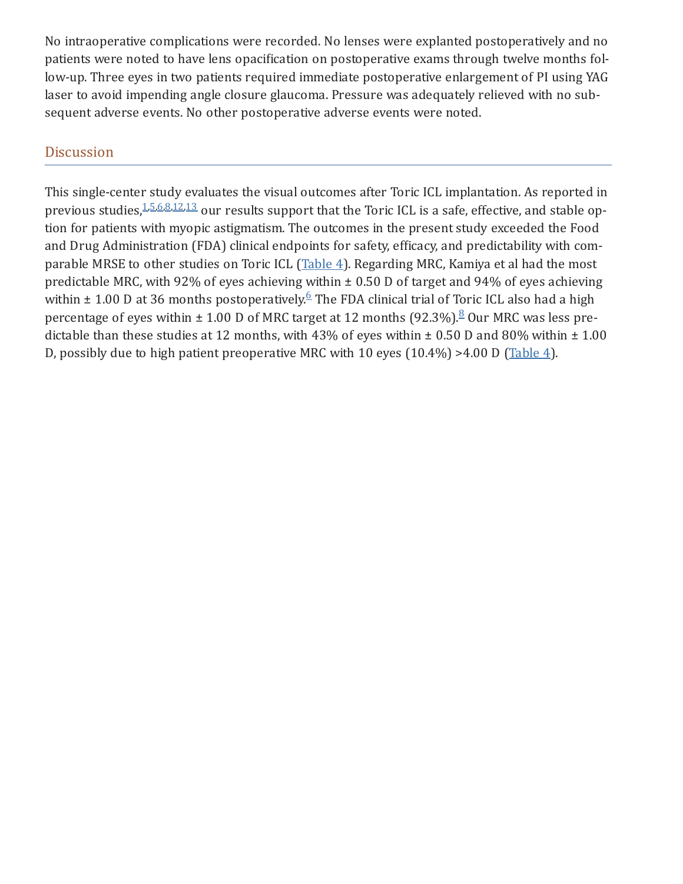No intraoperative complications were recorded. No lenses were explanted postoperatively and no patients were noted to have lens opacification on postoperative exams through twelve months follow-up. Three eyes in two patients required immediate postoperative enlargement of PI using YAG laser to avoid impending angle closure glaucoma. Pressure was adequately relieved with no subsequent adverse events. No other postoperative adverse events were noted.

## Discussion

This single-center study evaluates the visual outcomes after Toric ICL implantation. As reported in previous studies,[1,5,6,8,12,13] our results support that the Toric ICL is a safe, effective, and stable option for patients with myopic astigmatism. The outcomes in the present study exceeded the Food and Drug Administration (FDA) clinical endpoints for safety, efficacy, and predictability with comparable MRSE to other studies on Toric ICL (Table 4). Regarding MRC, Kamiya et al had the most predictable MRC, with 92% of eyes achieving within ± 0.50 D of target and 94% of eyes achieving within ± 1.00 D at 36 months postoperatively.[6] The FDA clinical trial of Toric ICL also had a high percentage of eyes within ± 1.00 D of MRC target at 12 months (92.3%).[8] Our MRC was less predictable than these studies at 12 months, with 43% of eyes within ± 0.50 D and 80% within ± 1.00 D, possibly due to high patient preoperative MRC with 10 eyes (10.4%) >4.00 D (Table 4).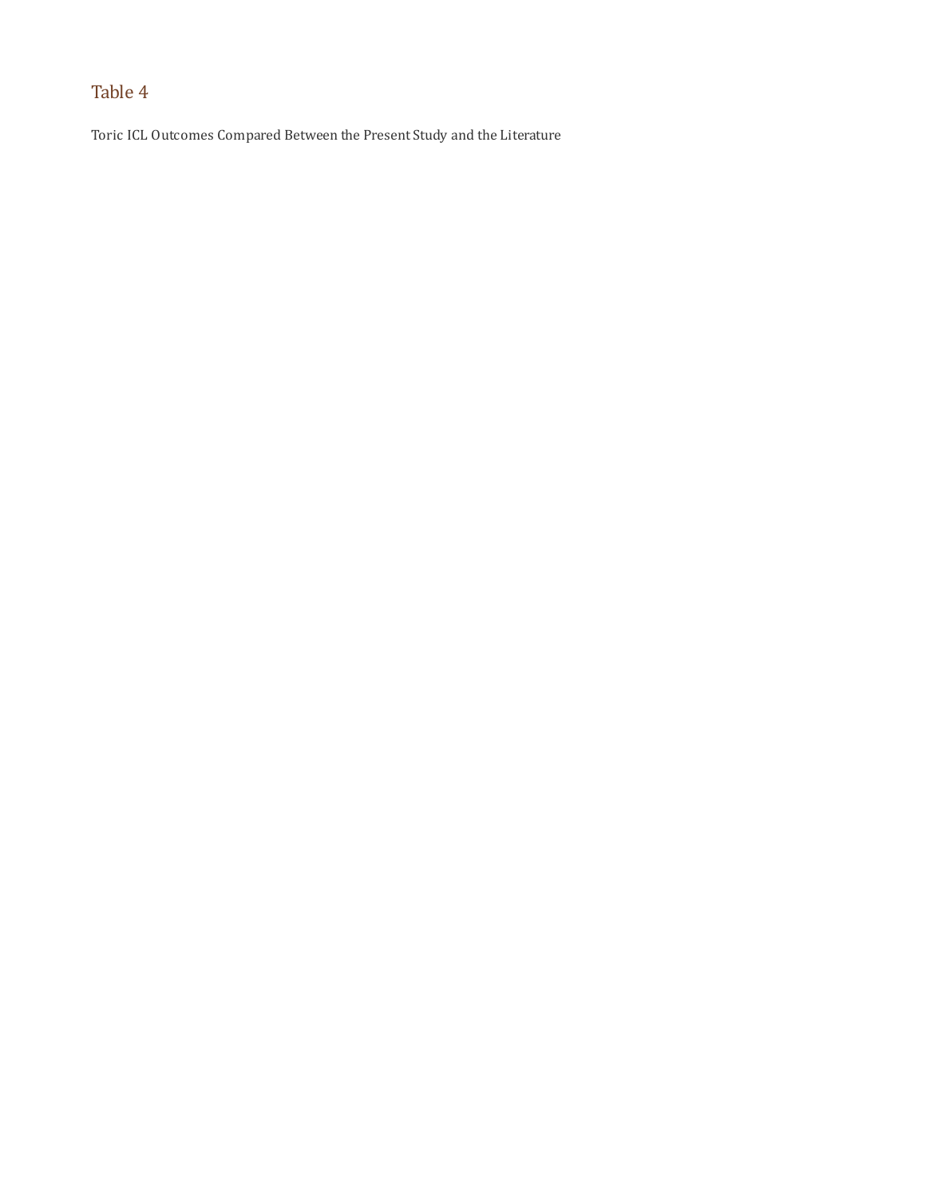# Table 4

Toric ICL Outcomes Compared Between the Present Study and the Literature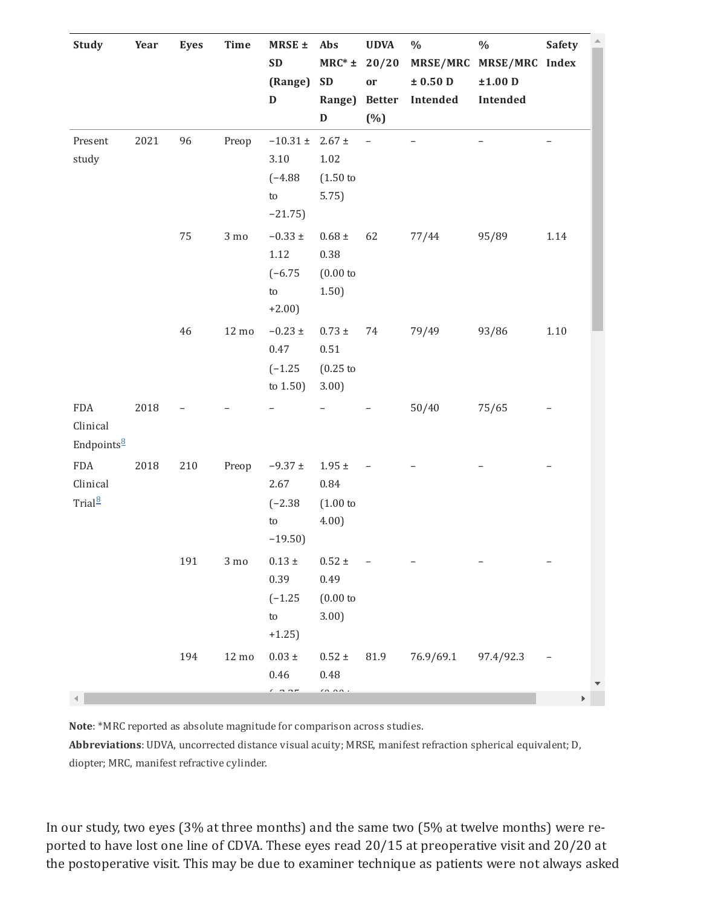| Study | Year | Eyes | Time | MRSE ± SD (Range) D | Abs MRC* ± SD Range) D | UDVA 20/20 or Better (%) | % MRSE/MRC ± 0.50 D Intended | % MRSE/MRC ±1.00 D Intended | Safety Index |
|---|---|---|---|---|---|---|---|---|---|
| Present study | 2021 | 96 | Preop | −10.31 ± 3.10 (−4.88 to −21.75) | 2.67 ± 1.02 (1.50 to 5.75) | – | – | – | – |
| | | 75 | 3 mo | −0.33 ± 1.12 (−6.75 to +2.00) | 0.68 ± 0.38 (0.00 to 1.50) | 62 | 77/44 | 95/89 | 1.14 |
| | | 46 | 12 mo | −0.23 ± 0.47 (−1.25 to 1.50) | 0.73 ± 0.51 (0.25 to 3.00) | 74 | 79/49 | 93/86 | 1.10 |
| FDA Clinical Endpoints[8] | 2018 | – | – | – | – | – | 50/40 | 75/65 | – |
| FDA Clinical Trial[8] | 2018 | 210 | Preop | −9.37 ± 2.67 (−2.38 to −19.50) | 1.95 ± 0.84 (1.00 to 4.00) | – | – | – | – |
| | | 191 | 3 mo | 0.13 ± 0.39 (−1.25 to +1.25) | 0.52 ± 0.49 (0.00 to 3.00) | – | – | – | – |
| | | 194 | 12 mo | 0.03 ± 0.46 | 0.52 ± 0.48 | 81.9 | 76.9/69.1 | 97.4/92.3 | – |

**Note**: *MRC reported as absolute magnitude for comparison across studies.
**Abbreviations**: UDVA, uncorrected distance visual acuity; MRSE, manifest refraction spherical equivalent; D, diopter; MRC, manifest refractive cylinder.

In our study, two eyes (3% at three months) and the same two (5% at twelve months) were reported to have lost one line of CDVA. These eyes read 20/15 at preoperative visit and 20/20 at the postoperative visit. This may be due to examiner technique as patients were not always asked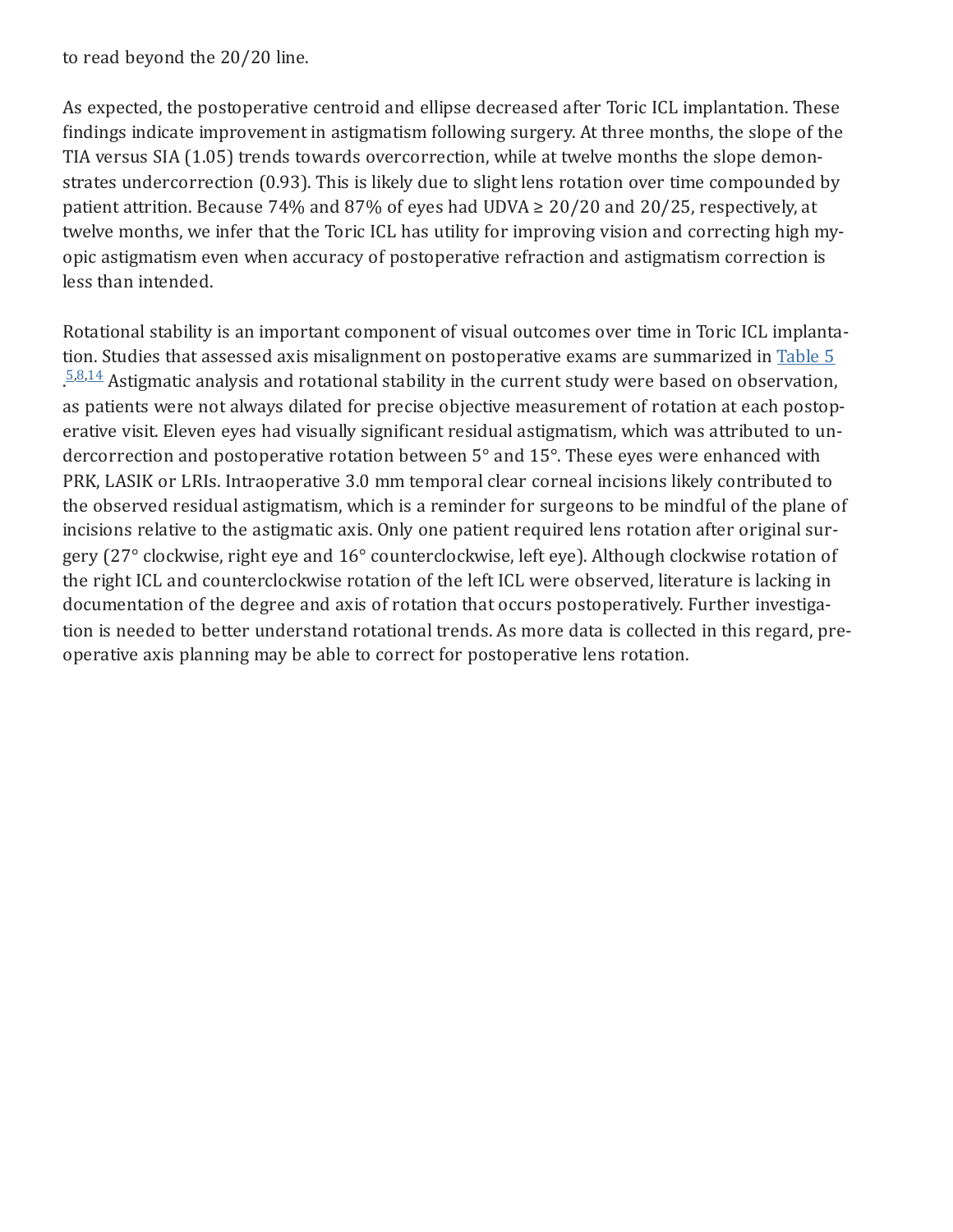to read beyond the 20/20 line.

As expected, the postoperative centroid and ellipse decreased after Toric ICL implantation. These findings indicate improvement in astigmatism following surgery. At three months, the slope of the TIA versus SIA (1.05) trends towards overcorrection, while at twelve months the slope demonstrates undercorrection (0.93). This is likely due to slight lens rotation over time compounded by patient attrition. Because 74% and 87% of eyes had UDVA ≥ 20/20 and 20/25, respectively, at twelve months, we infer that the Toric ICL has utility for improving vision and correcting high myopic astigmatism even when accuracy of postoperative refraction and astigmatism correction is less than intended.

Rotational stability is an important component of visual outcomes over time in Toric ICL implantation. Studies that assessed axis misalignment on postoperative exams are summarized in Table 5.[5,8,14] Astigmatic analysis and rotational stability in the current study were based on observation, as patients were not always dilated for precise objective measurement of rotation at each postoperative visit. Eleven eyes had visually significant residual astigmatism, which was attributed to undercorrection and postoperative rotation between 5° and 15°. These eyes were enhanced with PRK, LASIK or LRIs. Intraoperative 3.0 mm temporal clear corneal incisions likely contributed to the observed residual astigmatism, which is a reminder for surgeons to be mindful of the plane of incisions relative to the astigmatic axis. Only one patient required lens rotation after original surgery (27° clockwise, right eye and 16° counterclockwise, left eye). Although clockwise rotation of the right ICL and counterclockwise rotation of the left ICL were observed, literature is lacking in documentation of the degree and axis of rotation that occurs postoperatively. Further investigation is needed to better understand rotational trends. As more data is collected in this regard, preoperative axis planning may be able to correct for postoperative lens rotation.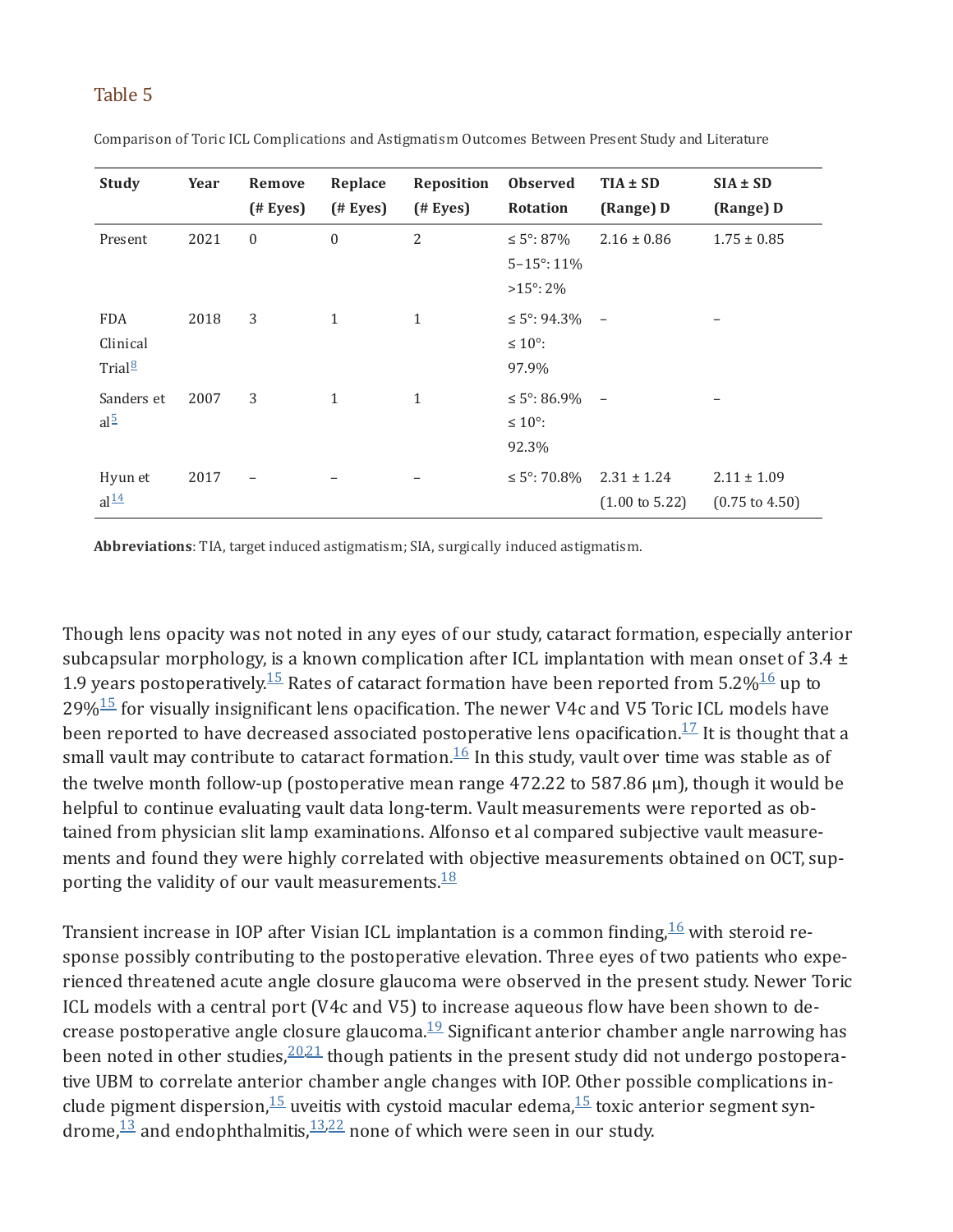Table 5

Comparison of Toric ICL Complications and Astigmatism Outcomes Between Present Study and Literature

| Study | Year | Remove (# Eyes) | Replace (# Eyes) | Reposition (# Eyes) | Observed Rotation | TIA ± SD (Range) D | SIA ± SD (Range) D |
|---|---|---|---|---|---|---|---|
| Present | 2021 | 0 | 0 | 2 | ≤ 5°: 87% 5–15°: 11% >15°: 2% | 2.16 ± 0.86 | 1.75 ± 0.85 |
| FDA Clinical Trial[8] | 2018 | 3 | 1 | 1 | ≤ 5°: 94.3% ≤ 10°: 97.9% | – | – |
| Sanders et al[5] | 2007 | 3 | 1 | 1 | ≤ 5°: 86.9% ≤ 10°: 92.3% | – | – |
| Hyun et al[14] | 2017 | – | – | – | ≤ 5°: 70.8% | 2.31 ± 1.24 (1.00 to 5.22) | 2.11 ± 1.09 (0.75 to 4.50) |

**Abbreviations**: TIA, target induced astigmatism; SIA, surgically induced astigmatism.

Though lens opacity was not noted in any eyes of our study, cataract formation, especially anterior subcapsular morphology, is a known complication after ICL implantation with mean onset of 3.4 ± 1.9 years postoperatively.[15] Rates of cataract formation have been reported from 5.2%[16] up to 29%[15] for visually insignificant lens opacification. The newer V4c and V5 Toric ICL models have been reported to have decreased associated postoperative lens opacification.[17] It is thought that a small vault may contribute to cataract formation.[16] In this study, vault over time was stable as of the twelve month follow-up (postoperative mean range 472.22 to 587.86 μm), though it would be helpful to continue evaluating vault data long-term. Vault measurements were reported as obtained from physician slit lamp examinations. Alfonso et al compared subjective vault measurements and found they were highly correlated with objective measurements obtained on OCT, supporting the validity of our vault measurements.[18]

Transient increase in IOP after Visian ICL implantation is a common finding,[16] with steroid response possibly contributing to the postoperative elevation. Three eyes of two patients who experienced threatened acute angle closure glaucoma were observed in the present study. Newer Toric ICL models with a central port (V4c and V5) to increase aqueous flow have been shown to decrease postoperative angle closure glaucoma.[19] Significant anterior chamber angle narrowing has been noted in other studies,[20,21] though patients in the present study did not undergo postoperative UBM to correlate anterior chamber angle changes with IOP. Other possible complications include pigment dispersion,[15] uveitis with cystoid macular edema,[15] toxic anterior segment syndrome,[13] and endophthalmitis,[13,22] none of which were seen in our study.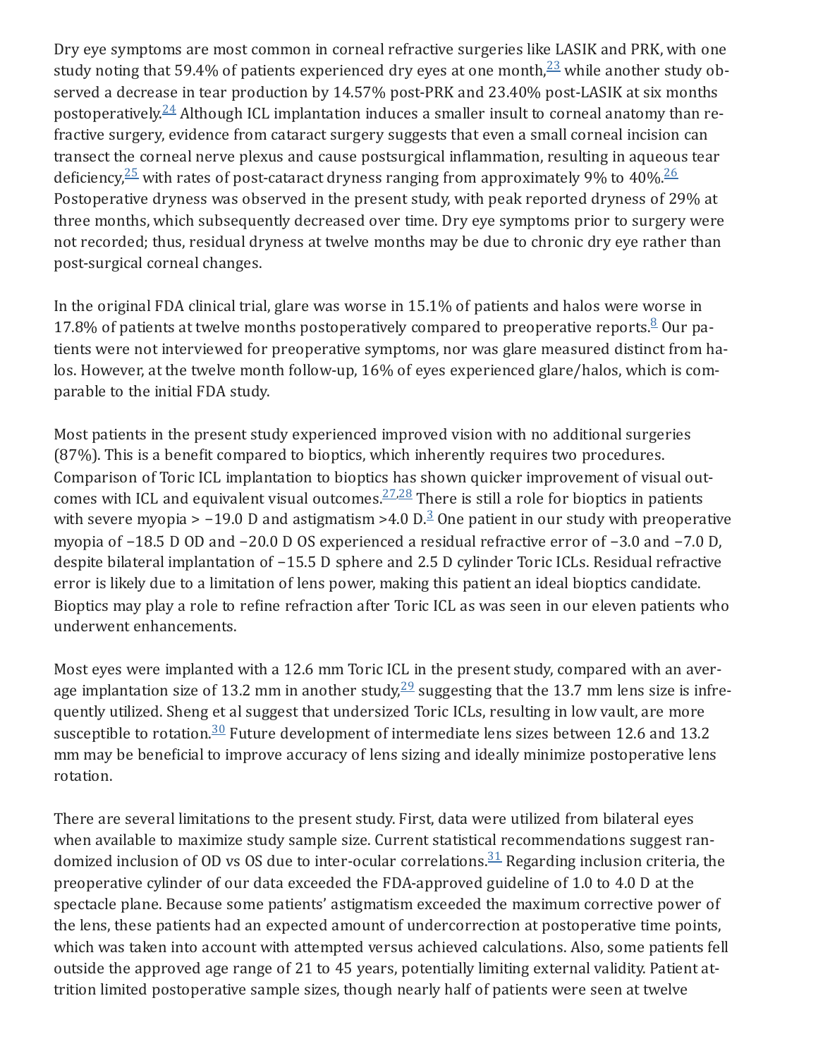Dry eye symptoms are most common in corneal refractive surgeries like LASIK and PRK, with one study noting that 59.4% of patients experienced dry eyes at one month,[23] while another study observed a decrease in tear production by 14.57% post-PRK and 23.40% post-LASIK at six months postoperatively.[24] Although ICL implantation induces a smaller insult to corneal anatomy than refractive surgery, evidence from cataract surgery suggests that even a small corneal incision can transect the corneal nerve plexus and cause postsurgical inflammation, resulting in aqueous tear deficiency,[25] with rates of post-cataract dryness ranging from approximately 9% to 40%.[26] Postoperative dryness was observed in the present study, with peak reported dryness of 29% at three months, which subsequently decreased over time. Dry eye symptoms prior to surgery were not recorded; thus, residual dryness at twelve months may be due to chronic dry eye rather than post-surgical corneal changes.

In the original FDA clinical trial, glare was worse in 15.1% of patients and halos were worse in 17.8% of patients at twelve months postoperatively compared to preoperative reports.[8] Our patients were not interviewed for preoperative symptoms, nor was glare measured distinct from halos. However, at the twelve month follow-up, 16% of eyes experienced glare/halos, which is comparable to the initial FDA study.

Most patients in the present study experienced improved vision with no additional surgeries (87%). This is a benefit compared to bioptics, which inherently requires two procedures. Comparison of Toric ICL implantation to bioptics has shown quicker improvement of visual outcomes with ICL and equivalent visual outcomes.[27,28] There is still a role for bioptics in patients with severe myopia > −19.0 D and astigmatism >4.0 D.[3] One patient in our study with preoperative myopia of −18.5 D OD and −20.0 D OS experienced a residual refractive error of −3.0 and −7.0 D, despite bilateral implantation of −15.5 D sphere and 2.5 D cylinder Toric ICLs. Residual refractive error is likely due to a limitation of lens power, making this patient an ideal bioptics candidate. Bioptics may play a role to refine refraction after Toric ICL as was seen in our eleven patients who underwent enhancements.

Most eyes were implanted with a 12.6 mm Toric ICL in the present study, compared with an average implantation size of 13.2 mm in another study,[29] suggesting that the 13.7 mm lens size is infrequently utilized. Sheng et al suggest that undersized Toric ICLs, resulting in low vault, are more susceptible to rotation.[30] Future development of intermediate lens sizes between 12.6 and 13.2 mm may be beneficial to improve accuracy of lens sizing and ideally minimize postoperative lens rotation.

There are several limitations to the present study. First, data were utilized from bilateral eyes when available to maximize study sample size. Current statistical recommendations suggest randomized inclusion of OD vs OS due to inter-ocular correlations.[31] Regarding inclusion criteria, the preoperative cylinder of our data exceeded the FDA-approved guideline of 1.0 to 4.0 D at the spectacle plane. Because some patients' astigmatism exceeded the maximum corrective power of the lens, these patients had an expected amount of undercorrection at postoperative time points, which was taken into account with attempted versus achieved calculations. Also, some patients fell outside the approved age range of 21 to 45 years, potentially limiting external validity. Patient attrition limited postoperative sample sizes, though nearly half of patients were seen at twelve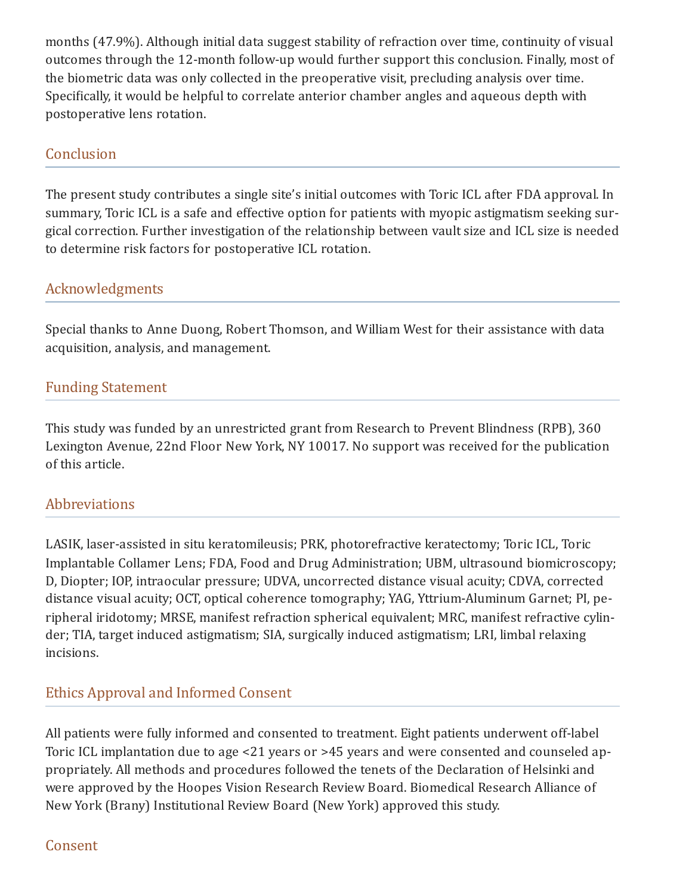months (47.9%). Although initial data suggest stability of refraction over time, continuity of visual outcomes through the 12-month follow-up would further support this conclusion. Finally, most of the biometric data was only collected in the preoperative visit, precluding analysis over time. Specifically, it would be helpful to correlate anterior chamber angles and aqueous depth with postoperative lens rotation.

## Conclusion

The present study contributes a single site's initial outcomes with Toric ICL after FDA approval. In summary, Toric ICL is a safe and effective option for patients with myopic astigmatism seeking surgical correction. Further investigation of the relationship between vault size and ICL size is needed to determine risk factors for postoperative ICL rotation.

## Acknowledgments

Special thanks to Anne Duong, Robert Thomson, and William West for their assistance with data acquisition, analysis, and management.

## Funding Statement

This study was funded by an unrestricted grant from Research to Prevent Blindness (RPB), 360 Lexington Avenue, 22nd Floor New York, NY 10017. No support was received for the publication of this article.

## Abbreviations

LASIK, laser-assisted in situ keratomileusis; PRK, photorefractive keratectomy; Toric ICL, Toric Implantable Collamer Lens; FDA, Food and Drug Administration; UBM, ultrasound biomicroscopy; D, Diopter; IOP, intraocular pressure; UDVA, uncorrected distance visual acuity; CDVA, corrected distance visual acuity; OCT, optical coherence tomography; YAG, Yttrium-Aluminum Garnet; PI, peripheral iridotomy; MRSE, manifest refraction spherical equivalent; MRC, manifest refractive cylinder; TIA, target induced astigmatism; SIA, surgically induced astigmatism; LRI, limbal relaxing incisions.

## Ethics Approval and Informed Consent

All patients were fully informed and consented to treatment. Eight patients underwent off-label Toric ICL implantation due to age <21 years or >45 years and were consented and counseled appropriately. All methods and procedures followed the tenets of the Declaration of Helsinki and were approved by the Hoopes Vision Research Review Board. Biomedical Research Alliance of New York (Brany) Institutional Review Board (New York) approved this study.

## Consent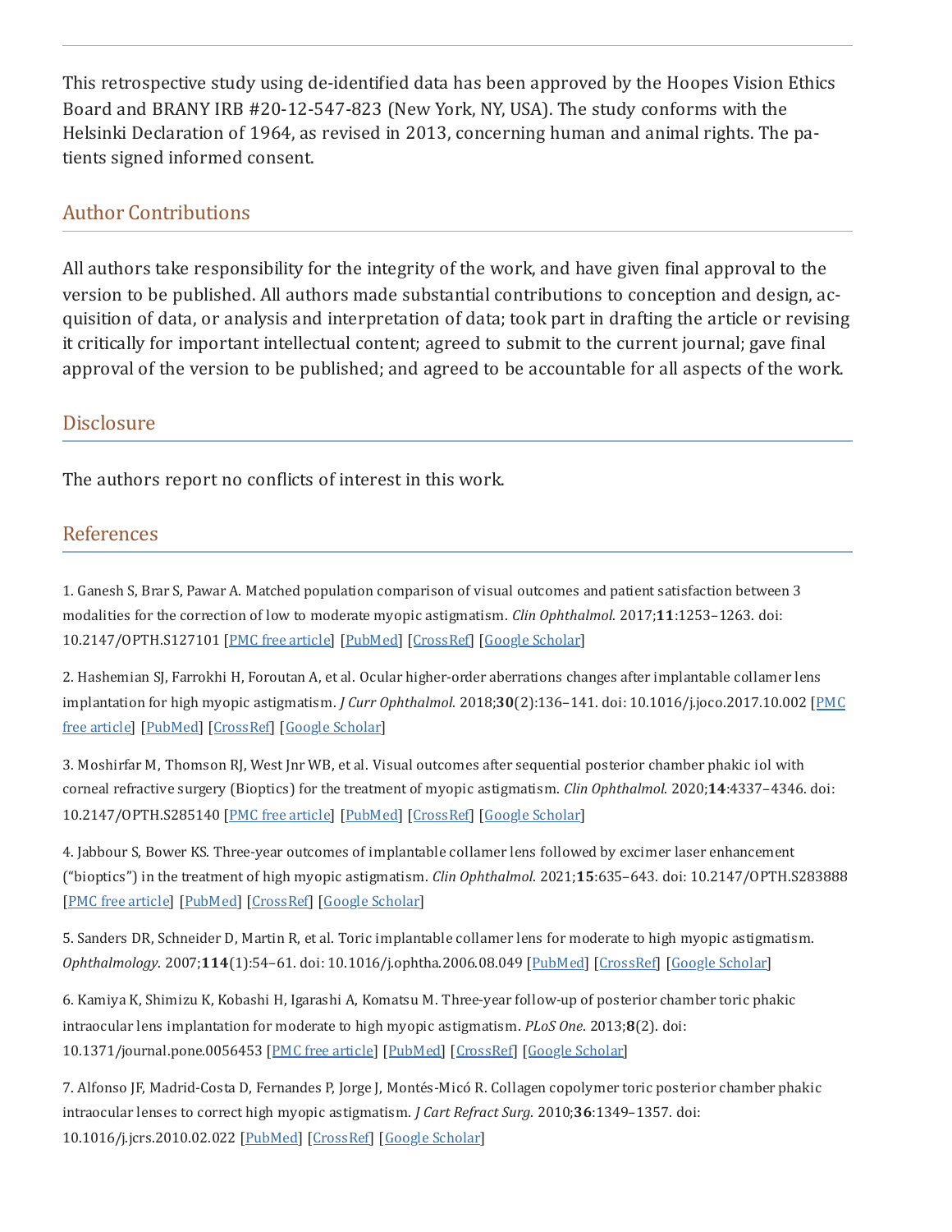This retrospective study using de-identified data has been approved by the Hoopes Vision Ethics Board and BRANY IRB #20-12-547-823 (New York, NY, USA). The study conforms with the Helsinki Declaration of 1964, as revised in 2013, concerning human and animal rights. The patients signed informed consent.

## Author Contributions

All authors take responsibility for the integrity of the work, and have given final approval to the version to be published. All authors made substantial contributions to conception and design, acquisition of data, or analysis and interpretation of data; took part in drafting the article or revising it critically for important intellectual content; agreed to submit to the current journal; gave final approval of the version to be published; and agreed to be accountable for all aspects of the work.

## Disclosure

The authors report no conflicts of interest in this work.

## References

1. Ganesh S, Brar S, Pawar A. Matched population comparison of visual outcomes and patient satisfaction between 3 modalities for the correction of low to moderate myopic astigmatism. *Clin Ophthalmol*. 2017;**11**:1253–1263. doi: 10.2147/OPTH.S127101 [PMC free article] [PubMed] [CrossRef] [Google Scholar]

2. Hashemian SJ, Farrokhi H, Foroutan A, et al. Ocular higher-order aberrations changes after implantable collamer lens implantation for high myopic astigmatism. *J Curr Ophthalmol*. 2018;**30**(2):136–141. doi: 10.1016/j.joco.2017.10.002 [PMC free article] [PubMed] [CrossRef] [Google Scholar]

3. Moshirfar M, Thomson RJ, West Jnr WB, et al. Visual outcomes after sequential posterior chamber phakic iol with corneal refractive surgery (Bioptics) for the treatment of myopic astigmatism. *Clin Ophthalmol*. 2020;**14**:4337–4346. doi: 10.2147/OPTH.S285140 [PMC free article] [PubMed] [CrossRef] [Google Scholar]

4. Jabbour S, Bower KS. Three-year outcomes of implantable collamer lens followed by excimer laser enhancement ("bioptics") in the treatment of high myopic astigmatism. *Clin Ophthalmol*. 2021;**15**:635–643. doi: 10.2147/OPTH.S283888 [PMC free article] [PubMed] [CrossRef] [Google Scholar]

5. Sanders DR, Schneider D, Martin R, et al. Toric implantable collamer lens for moderate to high myopic astigmatism. *Ophthalmology*. 2007;**114**(1):54–61. doi: 10.1016/j.ophtha.2006.08.049 [PubMed] [CrossRef] [Google Scholar]

6. Kamiya K, Shimizu K, Kobashi H, Igarashi A, Komatsu M. Three-year follow-up of posterior chamber toric phakic intraocular lens implantation for moderate to high myopic astigmatism. *PLoS One*. 2013;**8**(2). doi: 10.1371/journal.pone.0056453 [PMC free article] [PubMed] [CrossRef] [Google Scholar]

7. Alfonso JF, Madrid-Costa D, Fernandes P, Jorge J, Montés-Micó R. Collagen copolymer toric posterior chamber phakic intraocular lenses to correct high myopic astigmatism. *J Cart Refract Surg*. 2010;**36**:1349–1357. doi: 10.1016/j.jcrs.2010.02.022 [PubMed] [CrossRef] [Google Scholar]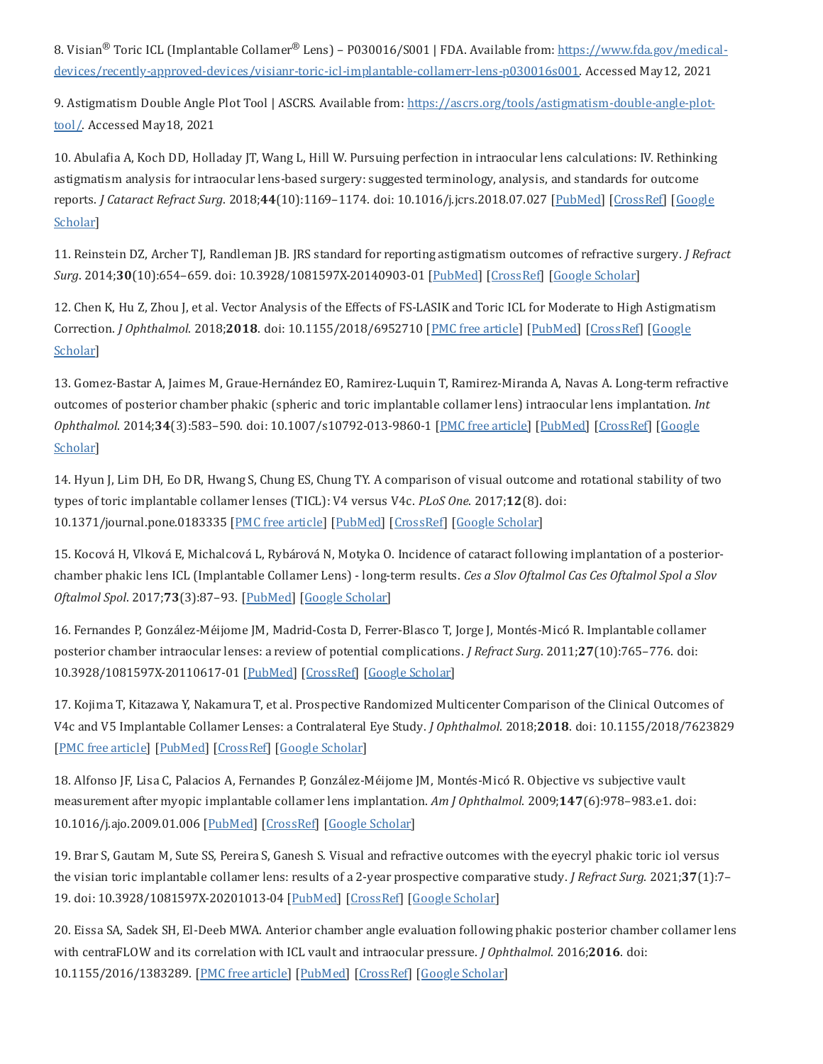8. Visian® Toric ICL (Implantable Collamer® Lens) – P030016/S001 | FDA. Available from: https://www.fda.gov/medical-devices/recently-approved-devices/visianr-toric-icl-implantable-collamerr-lens-p030016s001. Accessed May12, 2021

9. Astigmatism Double Angle Plot Tool | ASCRS. Available from: https://ascrs.org/tools/astigmatism-double-angle-plot-tool/. Accessed May18, 2021

10. Abulafia A, Koch DD, Holladay JT, Wang L, Hill W. Pursuing perfection in intraocular lens calculations: IV. Rethinking astigmatism analysis for intraocular lens-based surgery: suggested terminology, analysis, and standards for outcome reports. *J Cataract Refract Surg*. 2018;**44**(10):1169–1174. doi: 10.1016/j.jcrs.2018.07.027 [PubMed] [CrossRef] [Google Scholar]

11. Reinstein DZ, Archer TJ, Randleman JB. JRS standard for reporting astigmatism outcomes of refractive surgery. *J Refract Surg*. 2014;**30**(10):654–659. doi: 10.3928/1081597X-20140903-01 [PubMed] [CrossRef] [Google Scholar]

12. Chen K, Hu Z, Zhou J, et al. Vector Analysis of the Effects of FS-LASIK and Toric ICL for Moderate to High Astigmatism Correction. *J Ophthalmol*. 2018;**2018**. doi: 10.1155/2018/6952710 [PMC free article] [PubMed] [CrossRef] [Google Scholar]

13. Gomez-Bastar A, Jaimes M, Graue-Hernández EO, Ramirez-Luquin T, Ramirez-Miranda A, Navas A. Long-term refractive outcomes of posterior chamber phakic (spheric and toric implantable collamer lens) intraocular lens implantation. *Int Ophthalmol*. 2014;**34**(3):583–590. doi: 10.1007/s10792-013-9860-1 [PMC free article] [PubMed] [CrossRef] [Google Scholar]

14. Hyun J, Lim DH, Eo DR, Hwang S, Chung ES, Chung TY. A comparison of visual outcome and rotational stability of two types of toric implantable collamer lenses (TICL): V4 versus V4c. *PLoS One*. 2017;**12**(8). doi: 10.1371/journal.pone.0183335 [PMC free article] [PubMed] [CrossRef] [Google Scholar]

15. Kocová H, Vlková E, Michalcová L, Rybárová N, Motyka O. Incidence of cataract following implantation of a posterior-chamber phakic lens ICL (Implantable Collamer Lens) - long-term results. *Ces a Slov Oftalmol Cas Ces Oftalmol Spol a Slov Oftalmol Spol*. 2017;**73**(3):87–93. [PubMed] [Google Scholar]

16. Fernandes P, González-Méijome JM, Madrid-Costa D, Ferrer-Blasco T, Jorge J, Montés-Micó R. Implantable collamer posterior chamber intraocular lenses: a review of potential complications. *J Refract Surg*. 2011;**27**(10):765–776. doi: 10.3928/1081597X-20110617-01 [PubMed] [CrossRef] [Google Scholar]

17. Kojima T, Kitazawa Y, Nakamura T, et al. Prospective Randomized Multicenter Comparison of the Clinical Outcomes of V4c and V5 Implantable Collamer Lenses: a Contralateral Eye Study. *J Ophthalmol*. 2018;**2018**. doi: 10.1155/2018/7623829 [PMC free article] [PubMed] [CrossRef] [Google Scholar]

18. Alfonso JF, Lisa C, Palacios A, Fernandes P, González-Méijome JM, Montés-Micó R. Objective vs subjective vault measurement after myopic implantable collamer lens implantation. *Am J Ophthalmol*. 2009;**147**(6):978–983.e1. doi: 10.1016/j.ajo.2009.01.006 [PubMed] [CrossRef] [Google Scholar]

19. Brar S, Gautam M, Sute SS, Pereira S, Ganesh S. Visual and refractive outcomes with the eyecryl phakic toric iol versus the visian toric implantable collamer lens: results of a 2-year prospective comparative study. *J Refract Surg*. 2021;**37**(1):7–19. doi: 10.3928/1081597X-20201013-04 [PubMed] [CrossRef] [Google Scholar]

20. Eissa SA, Sadek SH, El-Deeb MWA. Anterior chamber angle evaluation following phakic posterior chamber collamer lens with centraFLOW and its correlation with ICL vault and intraocular pressure. *J Ophthalmol*. 2016;**2016**. doi: 10.1155/2016/1383289. [PMC free article] [PubMed] [CrossRef] [Google Scholar]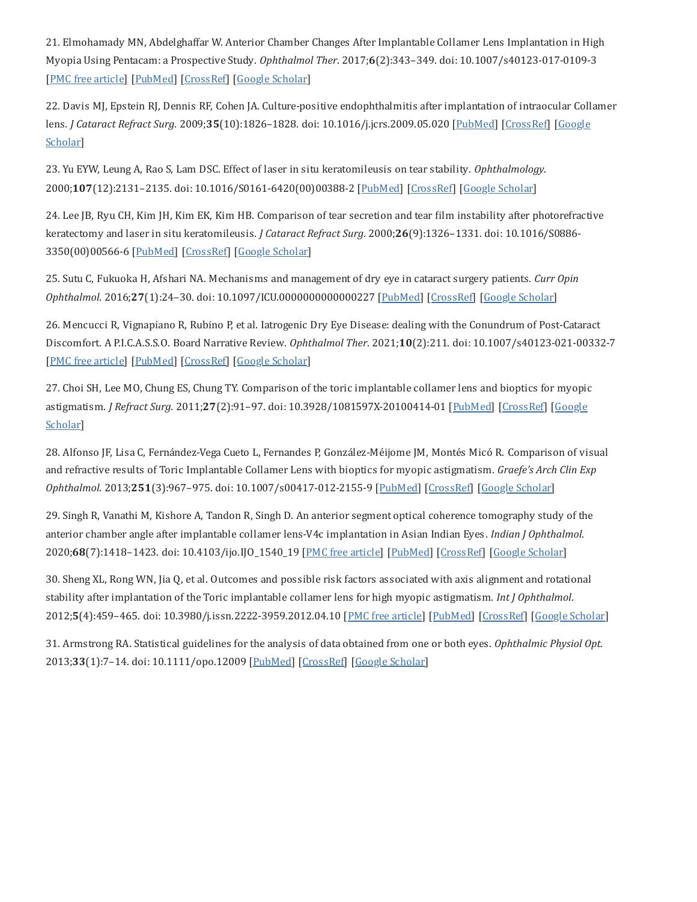21. Elmohamady MN, Abdelghaffar W. Anterior Chamber Changes After Implantable Collamer Lens Implantation in High Myopia Using Pentacam: a Prospective Study. *Ophthalmol Ther*. 2017;**6**(2):343–349. doi: 10.1007/s40123-017-0109-3 [PMC free article] [PubMed] [CrossRef] [Google Scholar]

22. Davis MJ, Epstein RJ, Dennis RF, Cohen JA. Culture-positive endophthalmitis after implantation of intraocular Collamer lens. *J Cataract Refract Surg*. 2009;**35**(10):1826–1828. doi: 10.1016/j.jcrs.2009.05.020 [PubMed] [CrossRef] [Google Scholar]

23. Yu EYW, Leung A, Rao S, Lam DSC. Effect of laser in situ keratomileusis on tear stability. *Ophthalmology*. 2000;**107**(12):2131–2135. doi: 10.1016/S0161-6420(00)00388-2 [PubMed] [CrossRef] [Google Scholar]

24. Lee JB, Ryu CH, Kim JH, Kim EK, Kim HB. Comparison of tear secretion and tear film instability after photorefractive keratectomy and laser in situ keratomileusis. *J Cataract Refract Surg*. 2000;**26**(9):1326–1331. doi: 10.1016/S0886-3350(00)00566-6 [PubMed] [CrossRef] [Google Scholar]

25. Sutu C, Fukuoka H, Afshari NA. Mechanisms and management of dry eye in cataract surgery patients. *Curr Opin Ophthalmol*. 2016;**27**(1):24–30. doi: 10.1097/ICU.0000000000000227 [PubMed] [CrossRef] [Google Scholar]

26. Mencucci R, Vignapiano R, Rubino P, et al. Iatrogenic Dry Eye Disease: dealing with the Conundrum of Post-Cataract Discomfort. A P.I.C.A.S.S.O. Board Narrative Review. *Ophthalmol Ther*. 2021;**10**(2):211. doi: 10.1007/s40123-021-00332-7 [PMC free article] [PubMed] [CrossRef] [Google Scholar]

27. Choi SH, Lee MO, Chung ES, Chung TY. Comparison of the toric implantable collamer lens and bioptics for myopic astigmatism. *J Refract Surg*. 2011;**27**(2):91–97. doi: 10.3928/1081597X-20100414-01 [PubMed] [CrossRef] [Google Scholar]

28. Alfonso JF, Lisa C, Fernández-Vega Cueto L, Fernandes P, González-Méijome JM, Montés Micó R. Comparison of visual and refractive results of Toric Implantable Collamer Lens with bioptics for myopic astigmatism. *Graefe's Arch Clin Exp Ophthalmol*. 2013;**251**(3):967–975. doi: 10.1007/s00417-012-2155-9 [PubMed] [CrossRef] [Google Scholar]

29. Singh R, Vanathi M, Kishore A, Tandon R, Singh D. An anterior segment optical coherence tomography study of the anterior chamber angle after implantable collamer lens-V4c implantation in Asian Indian Eyes. *Indian J Ophthalmol*. 2020;**68**(7):1418–1423. doi: 10.4103/ijo.IJO_1540_19 [PMC free article] [PubMed] [CrossRef] [Google Scholar]

30. Sheng XL, Rong WN, Jia Q, et al. Outcomes and possible risk factors associated with axis alignment and rotational stability after implantation of the Toric implantable collamer lens for high myopic astigmatism. *Int J Ophthalmol*. 2012;**5**(4):459–465. doi: 10.3980/j.issn.2222-3959.2012.04.10 [PMC free article] [PubMed] [CrossRef] [Google Scholar]

31. Armstrong RA. Statistical guidelines for the analysis of data obtained from one or both eyes. *Ophthalmic Physiol Opt*. 2013;**33**(1):7–14. doi: 10.1111/opo.12009 [PubMed] [CrossRef] [Google Scholar]